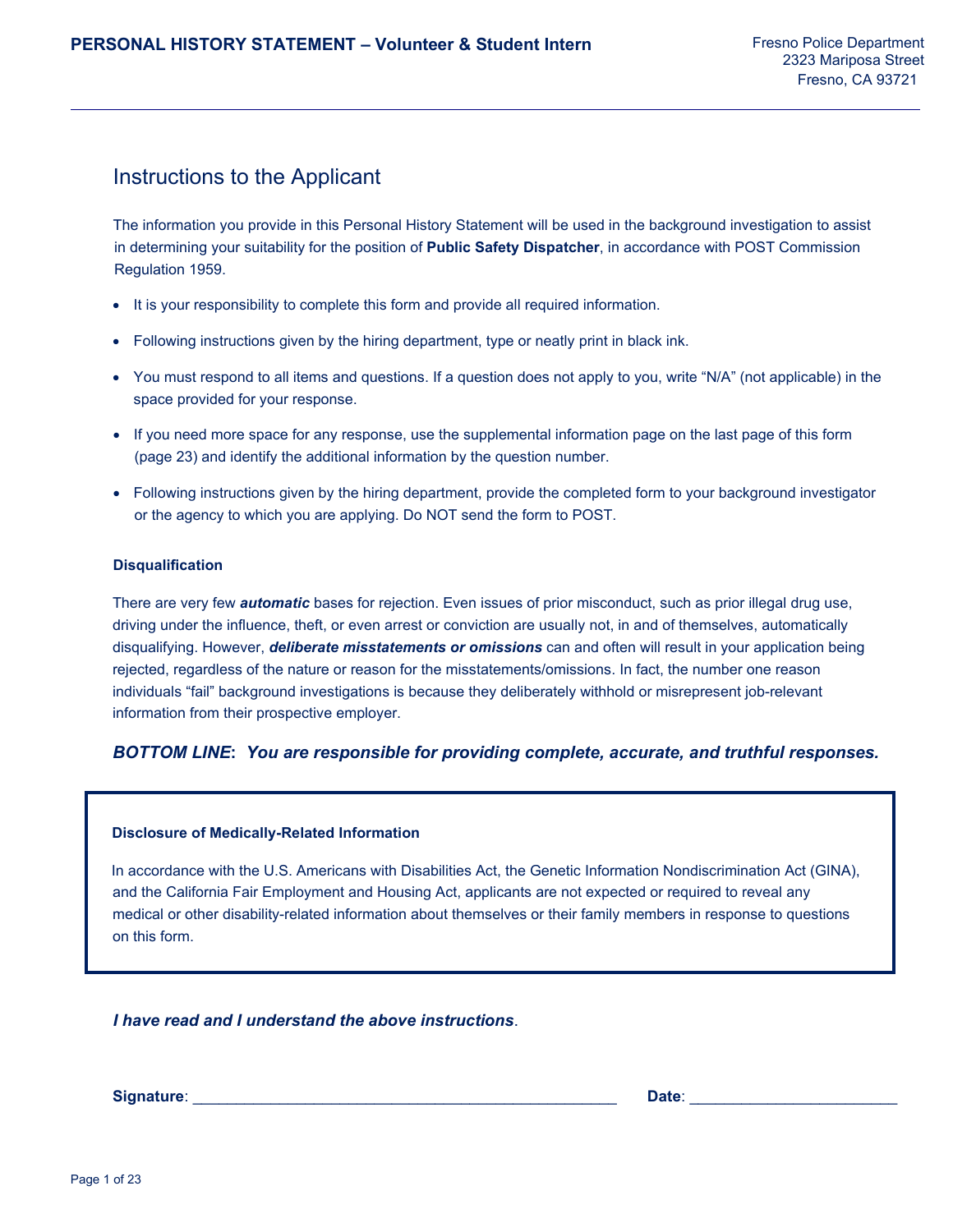# PERSONAL HISTORY STATEMENT – Volunteer & Student Intern

Fresno Police Department
2323 Mariposa Street
Fresno, CA 93721

## Instructions to the Applicant

The information you provide in this Personal History Statement will be used in the background investigation to assist in determining your suitability for the position of **Public Safety Dispatcher**, in accordance with POST Commission Regulation 1959.

- It is your responsibility to complete this form and provide all required information.
- Following instructions given by the hiring department, type or neatly print in black ink.
- You must respond to all items and questions. If a question does not apply to you, write "N/A" (not applicable) in the space provided for your response.
- If you need more space for any response, use the supplemental information page on the last page of this form (page 23) and identify the additional information by the question number.
- Following instructions given by the hiring department, provide the completed form to your background investigator or the agency to which you are applying. Do NOT send the form to POST.

### Disqualification

There are very few ***automatic*** bases for rejection. Even issues of prior misconduct, such as prior illegal drug use, driving under the influence, theft, or even arrest or conviction are usually not, in and of themselves, automatically disqualifying. However, ***deliberate misstatements or omissions*** can and often will result in your application being rejected, regardless of the nature or reason for the misstatements/omissions. In fact, the number one reason individuals "fail" background investigations is because they deliberately withhold or misrepresent job-relevant information from their prospective employer.

***BOTTOM LINE**: You are responsible for providing complete, accurate, and truthful responses.*

### Disclosure of Medically-Related Information

In accordance with the U.S. Americans with Disabilities Act, the Genetic Information Nondiscrimination Act (GINA), and the California Fair Employment and Housing Act, applicants are not expected or required to reveal any medical or other disability-related information about themselves or their family members in response to questions on this form.

***I have read and I understand the above instructions***.

**Signature**: ______________________________ **Date**: ____________________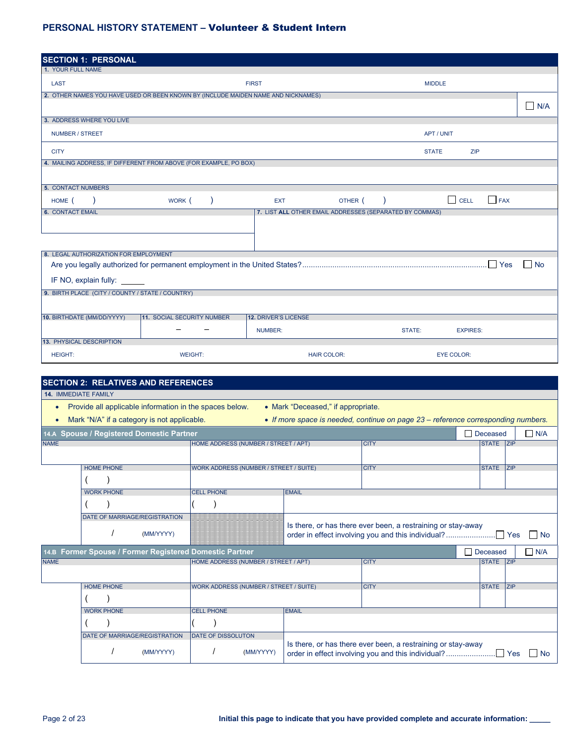# PERSONAL HISTORY STATEMENT – Volunteer & Student Intern

## SECTION 1: PERSONAL

**1. YOUR FULL NAME**

| LAST | FIRST | MIDDLE |
|---|---|---|
| | | |

**2. OTHER NAMES YOU HAVE USED OR BEEN KNOWN BY (INCLUDE MAIDEN NAME AND NICKNAMES)** ☐ N/A

**3. ADDRESS WHERE YOU LIVE**

| NUMBER / STREET | | APT / UNIT |
|---|---|---|
| CITY | STATE | ZIP |

**4. MAILING ADDRESS, IF DIFFERENT FROM ABOVE (FOR EXAMPLE, PO BOX)**

**5. CONTACT NUMBERS**

HOME ( ) WORK ( ) EXT OTHER ( ) ☐ CELL ☐ FAX

**6. CONTACT EMAIL**

**7. LIST ALL OTHER EMAIL ADDRESSES (SEPARATED BY COMMAS)**

**8. LEGAL AUTHORIZATION FOR EMPLOYMENT**

Are you legally authorized for permanent employment in the United States?........ ☐ Yes ☐ No

IF NO, explain fully: ______

**9. BIRTH PLACE (CITY / COUNTY / STATE / COUNTRY)**

| 10. BIRTHDATE (MM/DD/YYYY) | 11. SOCIAL SECURITY NUMBER | 12. DRIVER'S LICENSE | | |
|---|---|---|---|---|
| | – – | NUMBER: | STATE: | EXPIRES: |

**13. PHYSICAL DESCRIPTION**

| HEIGHT: | WEIGHT: | HAIR COLOR: | EYE COLOR: |
|---|---|---|---|
| | | | |

## SECTION 2: RELATIVES AND REFERENCES

**14. IMMEDIATE FAMILY**

- Provide all applicable information in the spaces below.
- Mark "N/A" if a category is not applicable.
- Mark "Deceased," if appropriate.
- *If more space is needed, continue on page 23 – reference corresponding numbers.*

### 14.A Spouse / Registered Domestic Partner ☐ Deceased ☐ N/A

| NAME | HOME ADDRESS (NUMBER / STREET / APT) | CITY | STATE | ZIP |
|---|---|---|---|---|
| | | | | |

| HOME PHONE | WORK ADDRESS (NUMBER / STREET / SUITE) | CITY | STATE | ZIP |
|---|---|---|---|---|
| ( ) | | | | |

| WORK PHONE | CELL PHONE | EMAIL |
|---|---|---|
| ( ) | ( ) | |

| DATE OF MARRIAGE/REGISTRATION | |
|---|---|
| / (MM/YYYY) | Is there, or has there ever been, a restraining or stay-away order in effect involving you and this individual?........ ☐ Yes ☐ No |

### 14.B Former Spouse / Former Registered Domestic Partner ☐ Deceased ☐ N/A

| NAME | HOME ADDRESS (NUMBER / STREET / APT) | CITY | STATE | ZIP |
|---|---|---|---|---|
| | | | | |

| HOME PHONE | WORK ADDRESS (NUMBER / STREET / SUITE) | CITY | STATE | ZIP |
|---|---|---|---|---|
| ( ) | | | | |

| WORK PHONE | CELL PHONE | EMAIL |
|---|---|---|
| ( ) | ( ) | |

| DATE OF MARRIAGE/REGISTRATION | DATE OF DISSOLUTON | |
|---|---|---|
| / (MM/YYYY) | / (MM/YYYY) | Is there, or has there ever been, a restraining or stay-away order in effect involving you and this individual?........ ☐ Yes ☐ No |

**Initial this page to indicate that you have provided complete and accurate information: _____**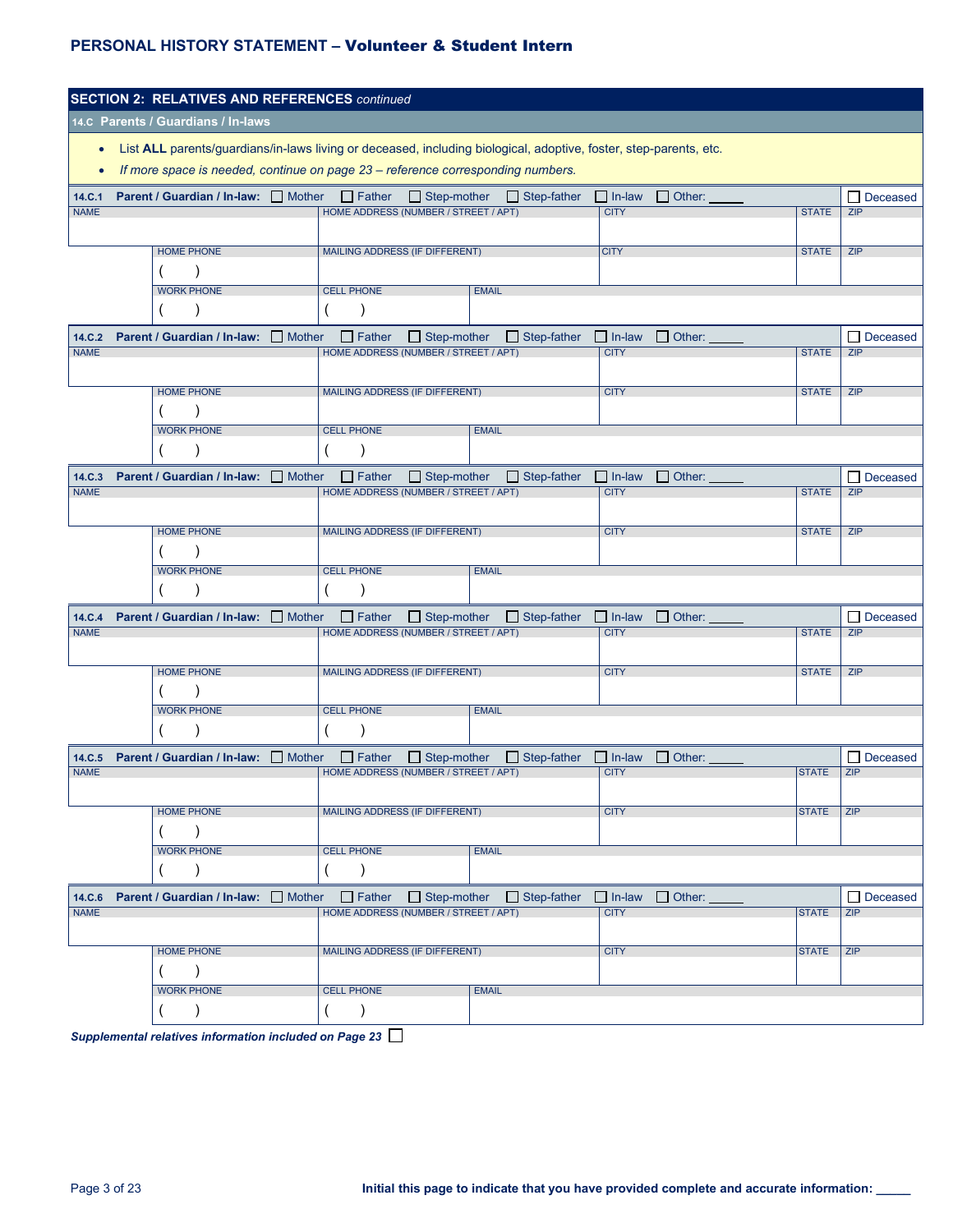## SECTION 2: RELATIVES AND REFERENCES *continued*

### 14.C Parents / Guardians / In-laws

- List **ALL** parents/guardians/in-laws living or deceased, including biological, adoptive, foster, step-parents, etc.
- *If more space is needed, continue on page 23 – reference corresponding numbers.*

**14.C.1 Parent / Guardian / In-law:** ☐ Mother ☐ Father ☐ Step-mother ☐ Step-father ☐ In-law ☐ Other: _____ ☐ Deceased

| NAME | HOME ADDRESS (NUMBER / STREET / APT) | | CITY | STATE | ZIP |
|---|---|---|---|---|---|
| | | | | | |
| HOME PHONE<br>( ) | MAILING ADDRESS (IF DIFFERENT) | | CITY | STATE | ZIP |
| WORK PHONE<br>( ) | CELL PHONE<br>( ) | EMAIL | | | |

**14.C.2 Parent / Guardian / In-law:** ☐ Mother ☐ Father ☐ Step-mother ☐ Step-father ☐ In-law ☐ Other: _____ ☐ Deceased

| NAME | HOME ADDRESS (NUMBER / STREET / APT) | | CITY | STATE | ZIP |
|---|---|---|---|---|---|
| | | | | | |
| HOME PHONE<br>( ) | MAILING ADDRESS (IF DIFFERENT) | | CITY | STATE | ZIP |
| WORK PHONE<br>( ) | CELL PHONE<br>( ) | EMAIL | | | |

**14.C.3 Parent / Guardian / In-law:** ☐ Mother ☐ Father ☐ Step-mother ☐ Step-father ☐ In-law ☐ Other: _____ ☐ Deceased

| NAME | HOME ADDRESS (NUMBER / STREET / APT) | | CITY | STATE | ZIP |
|---|---|---|---|---|---|
| | | | | | |
| HOME PHONE<br>( ) | MAILING ADDRESS (IF DIFFERENT) | | CITY | STATE | ZIP |
| WORK PHONE<br>( ) | CELL PHONE<br>( ) | EMAIL | | | |

**14.C.4 Parent / Guardian / In-law:** ☐ Mother ☐ Father ☐ Step-mother ☐ Step-father ☐ In-law ☐ Other: _____ ☐ Deceased

| NAME | HOME ADDRESS (NUMBER / STREET / APT) | | CITY | STATE | ZIP |
|---|---|---|---|---|---|
| | | | | | |
| HOME PHONE<br>( ) | MAILING ADDRESS (IF DIFFERENT) | | CITY | STATE | ZIP |
| WORK PHONE<br>( ) | CELL PHONE<br>( ) | EMAIL | | | |

**14.C.5 Parent / Guardian / In-law:** ☐ Mother ☐ Father ☐ Step-mother ☐ Step-father ☐ In-law ☐ Other: _____ ☐ Deceased

| NAME | HOME ADDRESS (NUMBER / STREET / APT) | | CITY | STATE | ZIP |
|---|---|---|---|---|---|
| | | | | | |
| HOME PHONE<br>( ) | MAILING ADDRESS (IF DIFFERENT) | | CITY | STATE | ZIP |
| WORK PHONE<br>( ) | CELL PHONE<br>( ) | EMAIL | | | |

**14.C.6 Parent / Guardian / In-law:** ☐ Mother ☐ Father ☐ Step-mother ☐ Step-father ☐ In-law ☐ Other: _____ ☐ Deceased

| NAME | HOME ADDRESS (NUMBER / STREET / APT) | | CITY | STATE | ZIP |
|---|---|---|---|---|---|
| | | | | | |
| HOME PHONE<br>( ) | MAILING ADDRESS (IF DIFFERENT) | | CITY | STATE | ZIP |
| WORK PHONE<br>( ) | CELL PHONE<br>( ) | EMAIL | | | |

***Supplemental relatives information included on Page 23*** ☐

**Initial this page to indicate that you have provided complete and accurate information: _____**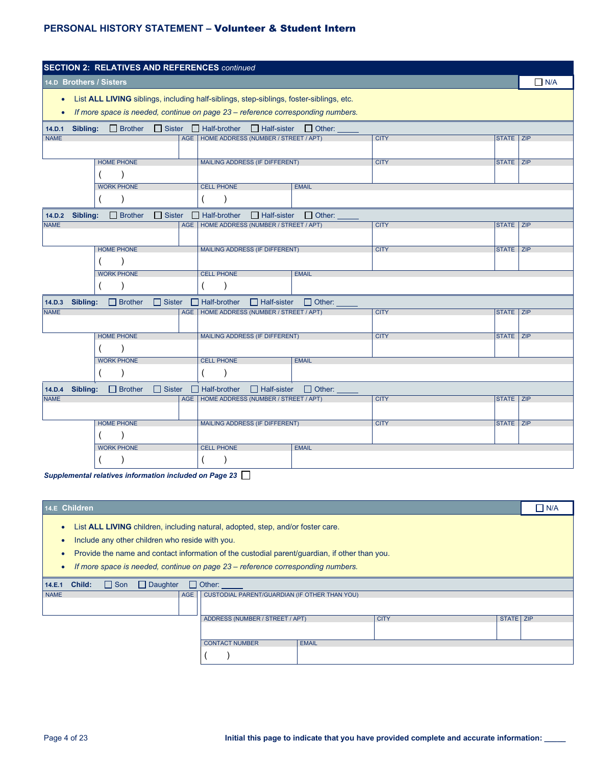# PERSONAL HISTORY STATEMENT – Volunteer & Student Intern

## SECTION 2: RELATIVES AND REFERENCES *continued*

### 14.D Brothers / Sisters ☐ N/A

- List **ALL LIVING** siblings, including half-siblings, step-siblings, foster-siblings, etc.
- *If more space is needed, continue on page 23 – reference corresponding numbers.*

**14.D.1 Sibling:** ☐ Brother ☐ Sister ☐ Half-brother ☐ Half-sister ☐ Other: _____

| NAME | AGE | HOME ADDRESS (NUMBER / STREET / APT) | CITY | STATE | ZIP |
|---|---|---|---|---|---|
| | | | | | |

| HOME PHONE | MAILING ADDRESS (IF DIFFERENT) | CITY | STATE | ZIP |
|---|---|---|---|---|
| (   ) | | | | |

| WORK PHONE | CELL PHONE | EMAIL |
|---|---|---|
| (   ) | (   ) | |

**14.D.2 Sibling:** ☐ Brother ☐ Sister ☐ Half-brother ☐ Half-sister ☐ Other: _____

| NAME | AGE | HOME ADDRESS (NUMBER / STREET / APT) | CITY | STATE | ZIP |
|---|---|---|---|---|---|
| | | | | | |

| HOME PHONE | MAILING ADDRESS (IF DIFFERENT) | CITY | STATE | ZIP |
|---|---|---|---|---|
| (   ) | | | | |

| WORK PHONE | CELL PHONE | EMAIL |
|---|---|---|
| (   ) | (   ) | |

**14.D.3 Sibling:** ☐ Brother ☐ Sister ☐ Half-brother ☐ Half-sister ☐ Other: _____

| NAME | AGE | HOME ADDRESS (NUMBER / STREET / APT) | CITY | STATE | ZIP |
|---|---|---|---|---|---|
| | | | | | |

| HOME PHONE | MAILING ADDRESS (IF DIFFERENT) | CITY | STATE | ZIP |
|---|---|---|---|---|
| (   ) | | | | |

| WORK PHONE | CELL PHONE | EMAIL |
|---|---|---|
| (   ) | (   ) | |

**14.D.4 Sibling:** ☐ Brother ☐ Sister ☐ Half-brother ☐ Half-sister ☐ Other: _____

| NAME | AGE | HOME ADDRESS (NUMBER / STREET / APT) | CITY | STATE | ZIP |
|---|---|---|---|---|---|
| | | | | | |

| HOME PHONE | MAILING ADDRESS (IF DIFFERENT) | CITY | STATE | ZIP |
|---|---|---|---|---|
| (   ) | | | | |

| WORK PHONE | CELL PHONE | EMAIL |
|---|---|---|
| (   ) | (   ) | |

***Supplemental relatives information included on Page 23*** ☐

### 14.E Children ☐ N/A

- List **ALL LIVING** children, including natural, adopted, step, and/or foster care.
- Include any other children who reside with you.
- Provide the name and contact information of the custodial parent/guardian, if other than you.
- *If more space is needed, continue on page 23 – reference corresponding numbers.*

**14.E.1 Child:** ☐ Son ☐ Daughter ☐ Other: _____

| NAME | AGE | CUSTODIAL PARENT/GUARDIAN (IF OTHER THAN YOU) |
|---|---|---|
| | | |

| ADDRESS (NUMBER / STREET / APT) | CITY | STATE | ZIP |
|---|---|---|---|
| | | | |

| CONTACT NUMBER | EMAIL |
|---|---|
| (   ) | |

**Initial this page to indicate that you have provided complete and accurate information: _____**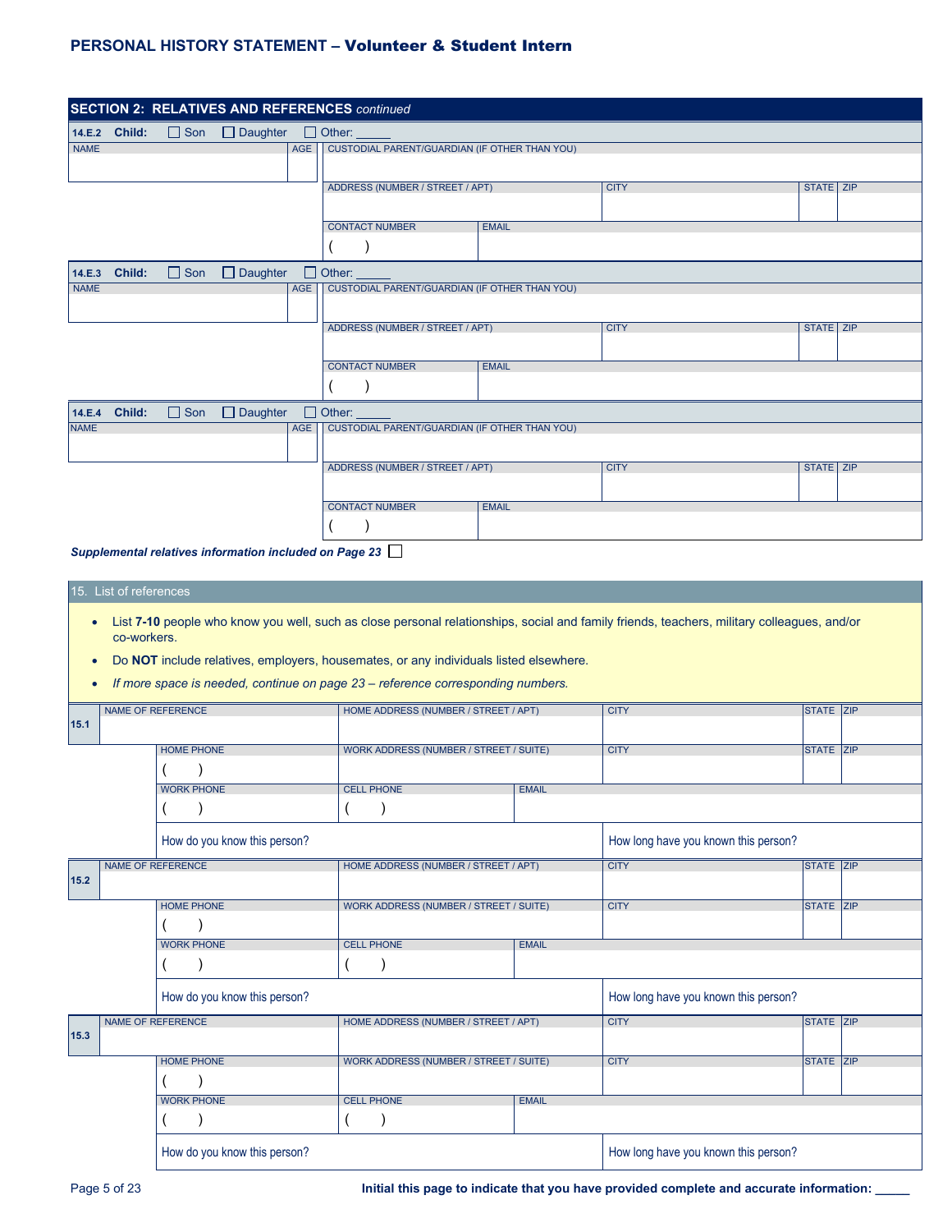## SECTION 2: RELATIVES AND REFERENCES *continued*

**14.E.2 Child:** ☐ Son ☐ Daughter ☐ Other: _____

| NAME | AGE | CUSTODIAL PARENT/GUARDIAN (IF OTHER THAN YOU) | | | |
|---|---|---|---|---|---|
| | | | | | |
| | | ADDRESS (NUMBER / STREET / APT) | CITY | STATE | ZIP |
| | | | | | |
| | | CONTACT NUMBER | EMAIL | | |
| | | ( ) | | | |

**14.E.3 Child:** ☐ Son ☐ Daughter ☐ Other: _____

| NAME | AGE | CUSTODIAL PARENT/GUARDIAN (IF OTHER THAN YOU) | | | |
|---|---|---|---|---|---|
| | | | | | |
| | | ADDRESS (NUMBER / STREET / APT) | CITY | STATE | ZIP |
| | | | | | |
| | | CONTACT NUMBER | EMAIL | | |
| | | ( ) | | | |

**14.E.4 Child:** ☐ Son ☐ Daughter ☐ Other: _____

| NAME | AGE | CUSTODIAL PARENT/GUARDIAN (IF OTHER THAN YOU) | | | |
|---|---|---|---|---|---|
| | | | | | |
| | | ADDRESS (NUMBER / STREET / APT) | CITY | STATE | ZIP |
| | | | | | |
| | | CONTACT NUMBER | EMAIL | | |
| | | ( ) | | | |

***Supplemental relatives information included on Page 23*** ☐

### 15. List of references

- List **7-10** people who know you well, such as close personal relationships, social and family friends, teachers, military colleagues, and/or co-workers.
- Do **NOT** include relatives, employers, housemates, or any individuals listed elsewhere.
- *If more space is needed, continue on page 23 – reference corresponding numbers.*

| | NAME OF REFERENCE | HOME ADDRESS (NUMBER / STREET / APT) | | CITY | STATE | ZIP |
|---|---|---|---|---|---|---|
| **15.1** | | | | | | |
| | HOME PHONE | WORK ADDRESS (NUMBER / STREET / SUITE) | | CITY | STATE | ZIP |
| | ( ) | | | | | |
| | WORK PHONE | CELL PHONE | EMAIL | | | |
| | ( ) | ( ) | | | | |
| | How do you know this person? | | | How long have you known this person? | | |

| | NAME OF REFERENCE | HOME ADDRESS (NUMBER / STREET / APT) | | CITY | STATE | ZIP |
|---|---|---|---|---|---|---|
| **15.2** | | | | | | |
| | HOME PHONE | WORK ADDRESS (NUMBER / STREET / SUITE) | | CITY | STATE | ZIP |
| | ( ) | | | | | |
| | WORK PHONE | CELL PHONE | EMAIL | | | |
| | ( ) | ( ) | | | | |
| | How do you know this person? | | | How long have you known this person? | | |

| | NAME OF REFERENCE | HOME ADDRESS (NUMBER / STREET / APT) | | CITY | STATE | ZIP |
|---|---|---|---|---|---|---|
| **15.3** | | | | | | |
| | HOME PHONE | WORK ADDRESS (NUMBER / STREET / SUITE) | | CITY | STATE | ZIP |
| | ( ) | | | | | |
| | WORK PHONE | CELL PHONE | EMAIL | | | |
| | ( ) | ( ) | | | | |
| | How do you know this person? | | | How long have you known this person? | | |

**Initial this page to indicate that you have provided complete and accurate information: _____**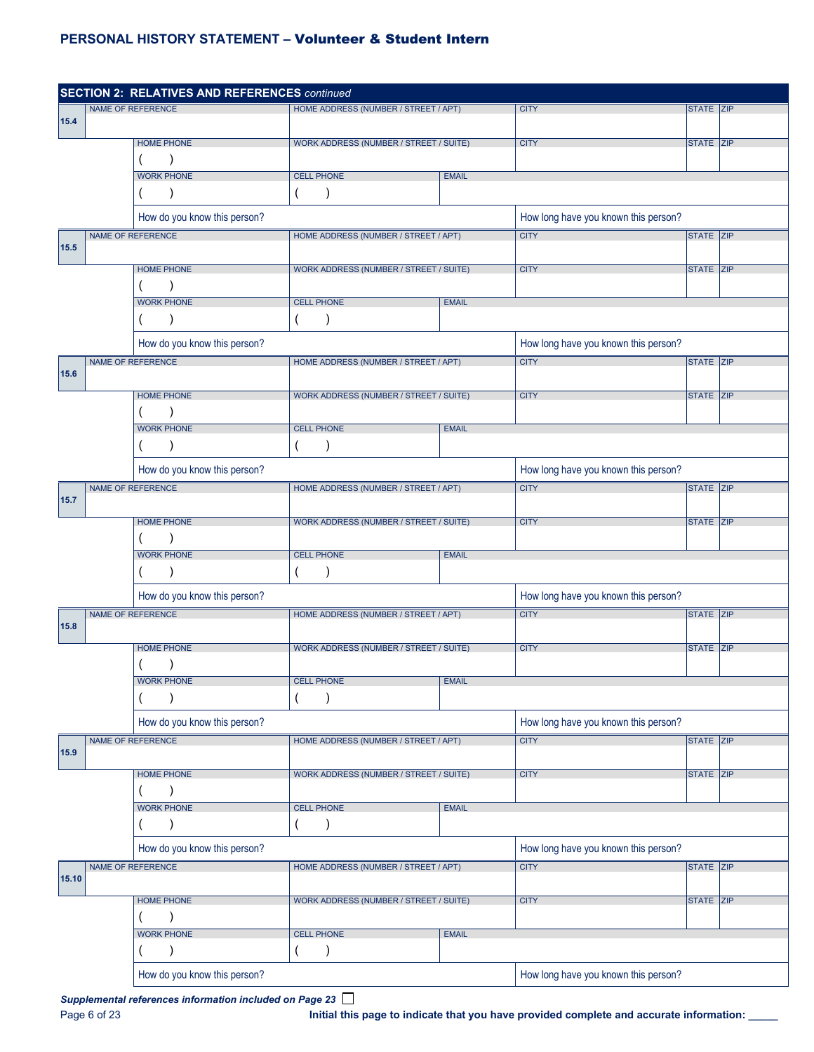## SECTION 2: RELATIVES AND REFERENCES *continued*

**15.4**

| NAME OF REFERENCE | HOME ADDRESS (NUMBER / STREET / APT) | | CITY | STATE | ZIP |
|---|---|---|---|---|---|
| | | | | | |
| HOME PHONE | WORK ADDRESS (NUMBER / STREET / SUITE) | | CITY | STATE | ZIP |
| (     ) | | | | | |
| WORK PHONE | CELL PHONE | EMAIL | | | |
| (     ) | (     ) | | | | |
| How do you know this person? | | | How long have you known this person? | | |

**15.5**

| NAME OF REFERENCE | HOME ADDRESS (NUMBER / STREET / APT) | | CITY | STATE | ZIP |
|---|---|---|---|---|---|
| | | | | | |
| HOME PHONE | WORK ADDRESS (NUMBER / STREET / SUITE) | | CITY | STATE | ZIP |
| (     ) | | | | | |
| WORK PHONE | CELL PHONE | EMAIL | | | |
| (     ) | (     ) | | | | |
| How do you know this person? | | | How long have you known this person? | | |

**15.6**

| NAME OF REFERENCE | HOME ADDRESS (NUMBER / STREET / APT) | | CITY | STATE | ZIP |
|---|---|---|---|---|---|
| | | | | | |
| HOME PHONE | WORK ADDRESS (NUMBER / STREET / SUITE) | | CITY | STATE | ZIP |
| (     ) | | | | | |
| WORK PHONE | CELL PHONE | EMAIL | | | |
| (     ) | (     ) | | | | |
| How do you know this person? | | | How long have you known this person? | | |

**15.7**

| NAME OF REFERENCE | HOME ADDRESS (NUMBER / STREET / APT) | | CITY | STATE | ZIP |
|---|---|---|---|---|---|
| | | | | | |
| HOME PHONE | WORK ADDRESS (NUMBER / STREET / SUITE) | | CITY | STATE | ZIP |
| (     ) | | | | | |
| WORK PHONE | CELL PHONE | EMAIL | | | |
| (     ) | (     ) | | | | |
| How do you know this person? | | | How long have you known this person? | | |

**15.8**

| NAME OF REFERENCE | HOME ADDRESS (NUMBER / STREET / APT) | | CITY | STATE | ZIP |
|---|---|---|---|---|---|
| | | | | | |
| HOME PHONE | WORK ADDRESS (NUMBER / STREET / SUITE) | | CITY | STATE | ZIP |
| (     ) | | | | | |
| WORK PHONE | CELL PHONE | EMAIL | | | |
| (     ) | (     ) | | | | |
| How do you know this person? | | | How long have you known this person? | | |

**15.9**

| NAME OF REFERENCE | HOME ADDRESS (NUMBER / STREET / APT) | | CITY | STATE | ZIP |
|---|---|---|---|---|---|
| | | | | | |
| HOME PHONE | WORK ADDRESS (NUMBER / STREET / SUITE) | | CITY | STATE | ZIP |
| (     ) | | | | | |
| WORK PHONE | CELL PHONE | EMAIL | | | |
| (     ) | (     ) | | | | |
| How do you know this person? | | | How long have you known this person? | | |

**15.10**

| NAME OF REFERENCE | HOME ADDRESS (NUMBER / STREET / APT) | | CITY | STATE | ZIP |
|---|---|---|---|---|---|
| | | | | | |
| HOME PHONE | WORK ADDRESS (NUMBER / STREET / SUITE) | | CITY | STATE | ZIP |
| (     ) | | | | | |
| WORK PHONE | CELL PHONE | EMAIL | | | |
| (     ) | (     ) | | | | |
| How do you know this person? | | | How long have you known this person? | | |

***Supplemental references information included on Page 23*** ☐

**Initial this page to indicate that you have provided complete and accurate information: _____**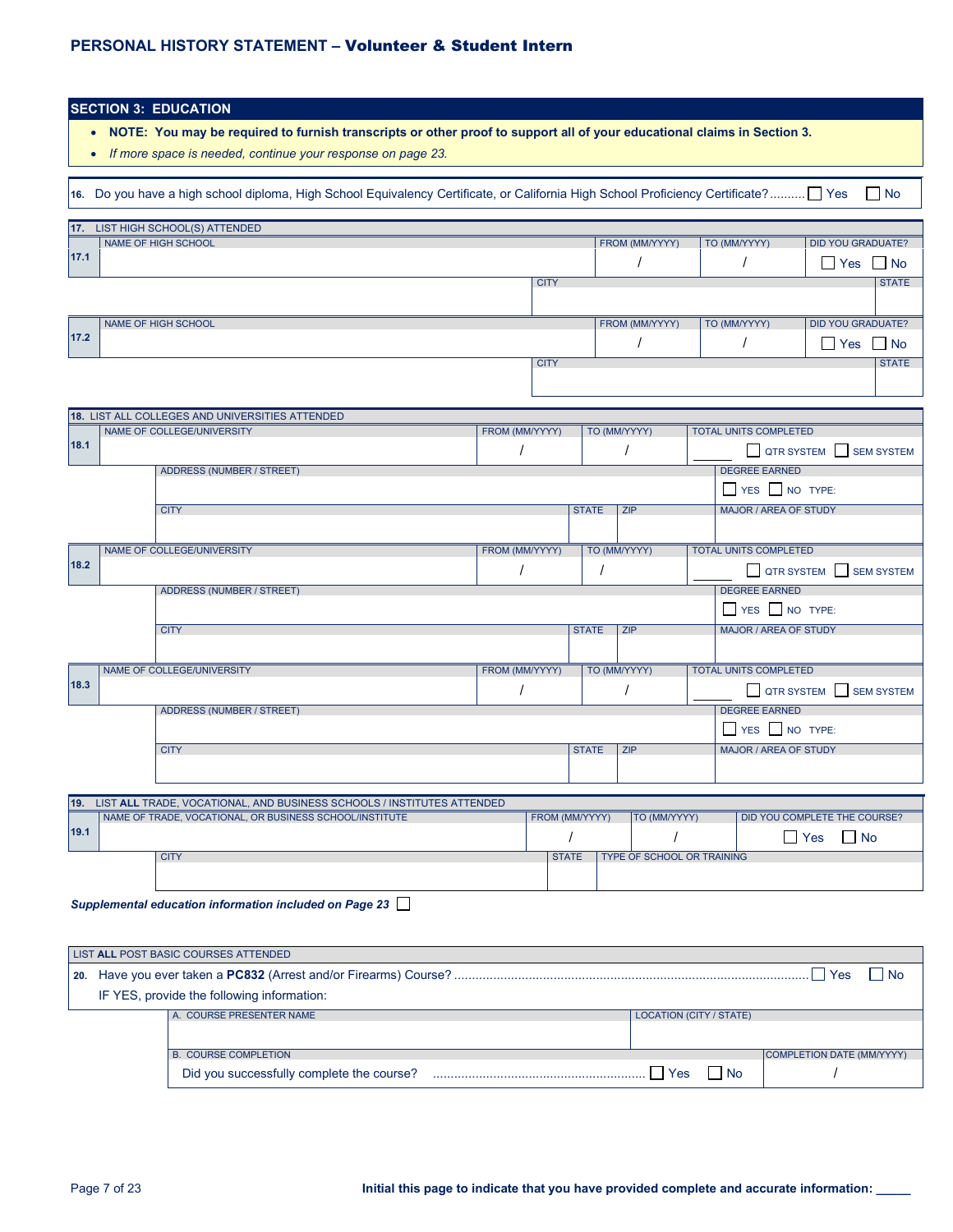## PERSONAL HISTORY STATEMENT – Volunteer & Student Intern

### SECTION 3: EDUCATION

- **NOTE: You may be required to furnish transcripts or other proof to support all of your educational claims in Section 3.**
- *If more space is needed, continue your response on page 23.*

**16.** Do you have a high school diploma, High School Equivalency Certificate, or California High School Proficiency Certificate? .......... ☐ Yes ☐ No

**17.** LIST HIGH SCHOOL(S) ATTENDED

| | NAME OF HIGH SCHOOL | FROM (MM/YYYY) | TO (MM/YYYY) | DID YOU GRADUATE? |
|---|---|---|---|---|
| 17.1 | | / | / | ☐ Yes ☐ No |
| | | CITY | | STATE |
| | | | | |

| | NAME OF HIGH SCHOOL | FROM (MM/YYYY) | TO (MM/YYYY) | DID YOU GRADUATE? |
|---|---|---|---|---|
| 17.2 | | / | / | ☐ Yes ☐ No |
| | | CITY | | STATE |
| | | | | |

**18.** LIST ALL COLLEGES AND UNIVERSITIES ATTENDED

| | NAME OF COLLEGE/UNIVERSITY | FROM (MM/YYYY) | TO (MM/YYYY) | TOTAL UNITS COMPLETED |
|---|---|---|---|---|
| 18.1 | | / | / | ____ ☐ QTR SYSTEM ☐ SEM SYSTEM |
| | ADDRESS (NUMBER / STREET) | | | DEGREE EARNED |
| | | | | ☐ YES ☐ NO TYPE: |
| | CITY | STATE | ZIP | MAJOR / AREA OF STUDY |
| | | | | |

| | NAME OF COLLEGE/UNIVERSITY | FROM (MM/YYYY) | TO (MM/YYYY) | TOTAL UNITS COMPLETED |
|---|---|---|---|---|
| 18.2 | | / | / | ____ ☐ QTR SYSTEM ☐ SEM SYSTEM |
| | ADDRESS (NUMBER / STREET) | | | DEGREE EARNED |
| | | | | ☐ YES ☐ NO TYPE: |
| | CITY | STATE | ZIP | MAJOR / AREA OF STUDY |
| | | | | |

| | NAME OF COLLEGE/UNIVERSITY | FROM (MM/YYYY) | TO (MM/YYYY) | TOTAL UNITS COMPLETED |
|---|---|---|---|---|
| 18.3 | | / | / | ____ ☐ QTR SYSTEM ☐ SEM SYSTEM |
| | ADDRESS (NUMBER / STREET) | | | DEGREE EARNED |
| | | | | ☐ YES ☐ NO TYPE: |
| | CITY | STATE | ZIP | MAJOR / AREA OF STUDY |
| | | | | |

**19.** LIST **ALL** TRADE, VOCATIONAL, AND BUSINESS SCHOOLS / INSTITUTES ATTENDED

| | NAME OF TRADE, VOCATIONAL, OR BUSINESS SCHOOL/INSTITUTE | FROM (MM/YYYY) | TO (MM/YYYY) | DID YOU COMPLETE THE COURSE? |
|---|---|---|---|---|
| 19.1 | | / | / | ☐ Yes ☐ No |
| | CITY | STATE | TYPE OF SCHOOL OR TRAINING | |
| | | | | |

***Supplemental education information included on Page 23*** ☐

LIST **ALL** POST BASIC COURSES ATTENDED

**20.** Have you ever taken a **PC832** (Arrest and/or Firearms) Course? .......... ☐ Yes ☐ No

IF YES, provide the following information:

| A. COURSE PRESENTER NAME | LOCATION (CITY / STATE) |
|---|---|
| | |

| B. COURSE COMPLETION | COMPLETION DATE (MM/YYYY) |
|---|---|
| Did you successfully complete the course? .......... ☐ Yes ☐ No | / |

**Initial this page to indicate that you have provided complete and accurate information:** _____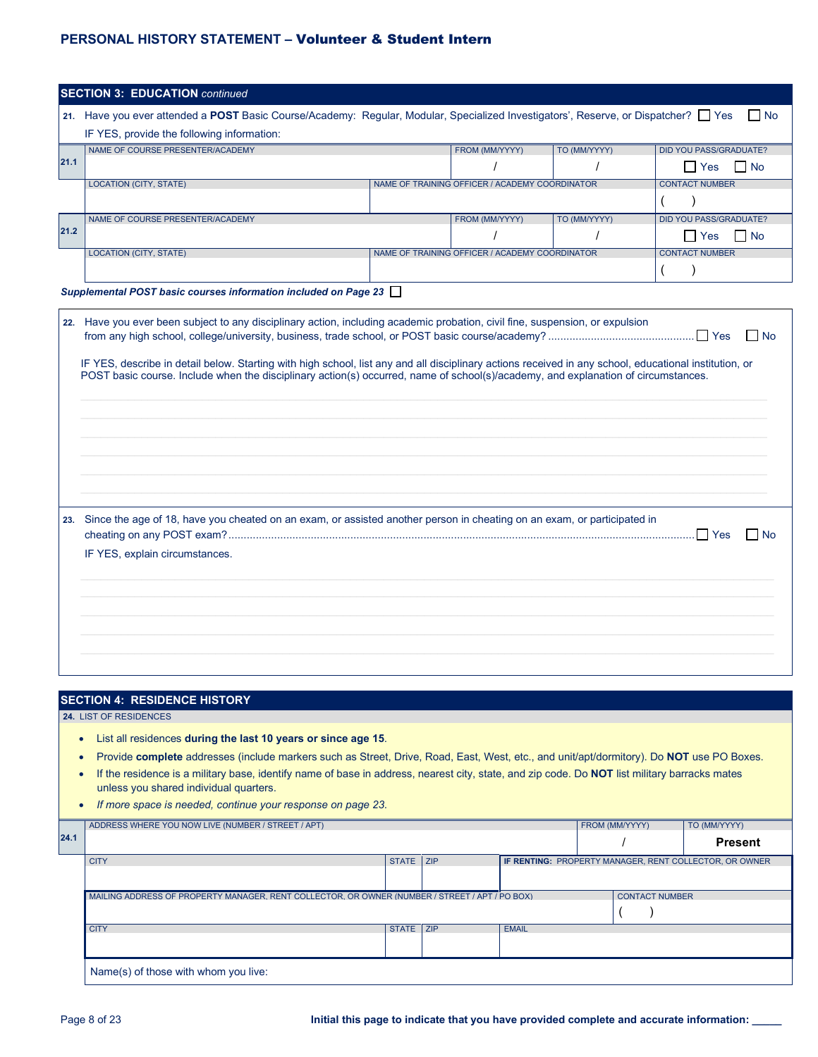## SECTION 3: EDUCATION *continued*

**21.** Have you ever attended a **POST** Basic Course/Academy: Regular, Modular, Specialized Investigators', Reserve, or Dispatcher? ☐ Yes ☐ No

IF YES, provide the following information:

| | NAME OF COURSE PRESENTER/ACADEMY | | FROM (MM/YYYY) | TO (MM/YYYY) | DID YOU PASS/GRADUATE? |
|---|---|---|---|---|---|
| **21.1** | | | / | / | ☐ Yes ☐ No |
| | LOCATION (CITY, STATE) | NAME OF TRAINING OFFICER / ACADEMY COORDINATOR | | | CONTACT NUMBER |
| | | | | | ( ) |
| | NAME OF COURSE PRESENTER/ACADEMY | | FROM (MM/YYYY) | TO (MM/YYYY) | DID YOU PASS/GRADUATE? |
| **21.2** | | | / | / | ☐ Yes ☐ No |
| | LOCATION (CITY, STATE) | NAME OF TRAINING OFFICER / ACADEMY COORDINATOR | | | CONTACT NUMBER |
| | | | | | ( ) |

***Supplemental POST basic courses information included on Page 23*** ☐

**22.** Have you ever been subject to any disciplinary action, including academic probation, civil fine, suspension, or expulsion from any high school, college/university, business, trade school, or POST basic course/academy? ☐ Yes ☐ No

IF YES, describe in detail below. Starting with high school, list any and all disciplinary actions received in any school, educational institution, or POST basic course. Include when the disciplinary action(s) occurred, name of school(s)/academy, and explanation of circumstances.

**23.** Since the age of 18, have you cheated on an exam, or assisted another person in cheating on an exam, or participated in cheating on any POST exam? ☐ Yes ☐ No

IF YES, explain circumstances.

## SECTION 4: RESIDENCE HISTORY

**24.** LIST OF RESIDENCES

- List all residences **during the last 10 years or since age 15**.
- Provide **complete** addresses (include markers such as Street, Drive, Road, East, West, etc., and unit/apt/dormitory). Do **NOT** use PO Boxes.
- If the residence is a military base, identify name of base in address, nearest city, state, and zip code. Do **NOT** list military barracks mates unless you shared individual quarters.
- *If more space is needed, continue your response on page 23.*

| | ADDRESS WHERE YOU NOW LIVE (NUMBER / STREET / APT) | | | | FROM (MM/YYYY) | TO (MM/YYYY) |
|---|---|---|---|---|---|---|
| **24.1** | | | | | / | **Present** |
| | CITY | STATE | ZIP | **IF RENTING:** PROPERTY MANAGER, RENT COLLECTOR, OR OWNER | | |
| | | | | | | |
| | MAILING ADDRESS OF PROPERTY MANAGER, RENT COLLECTOR, OR OWNER (NUMBER / STREET / APT / PO BOX) | | | | CONTACT NUMBER | |
| | | | | | ( ) | |
| | CITY | STATE | ZIP | EMAIL | | |
| | | | | | | |
| | Name(s) of those with whom you live: | | | | | |

**Initial this page to indicate that you have provided complete and accurate information:** _____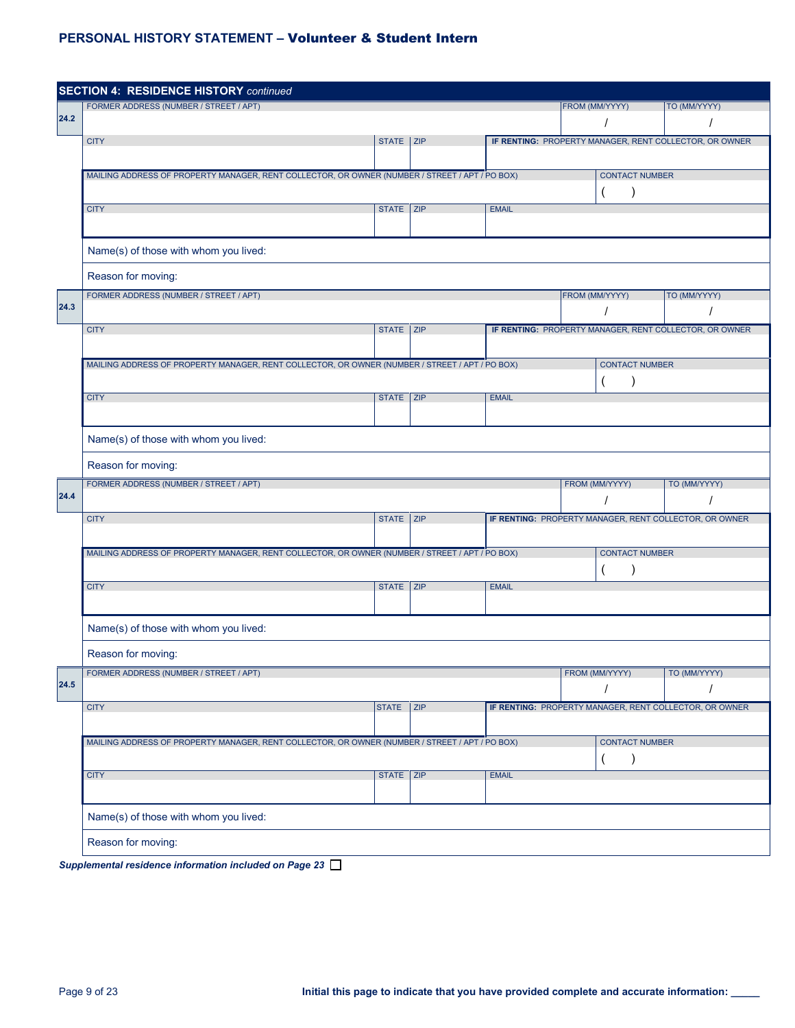**PERSONAL HISTORY STATEMENT – Volunteer & Student Intern**

## SECTION 4: RESIDENCE HISTORY *continued*

**24.2**

| FORMER ADDRESS (NUMBER / STREET / APT) | | | FROM (MM/YYYY) | TO (MM/YYYY) |
|---|---|---|---|---|
| | | | / | / |
| CITY | STATE | ZIP | **IF RENTING:** PROPERTY MANAGER, RENT COLLECTOR, OR OWNER | |
| | | | | |
| MAILING ADDRESS OF PROPERTY MANAGER, RENT COLLECTOR, OR OWNER (NUMBER / STREET / APT / PO BOX) | | | CONTACT NUMBER | |
| | | | ( ) | |
| CITY | STATE | ZIP | EMAIL | |
| | | | | |

Name(s) of those with whom you lived:

Reason for moving:

**24.3**

| FORMER ADDRESS (NUMBER / STREET / APT) | | | FROM (MM/YYYY) | TO (MM/YYYY) |
|---|---|---|---|---|
| | | | / | / |
| CITY | STATE | ZIP | **IF RENTING:** PROPERTY MANAGER, RENT COLLECTOR, OR OWNER | |
| | | | | |
| MAILING ADDRESS OF PROPERTY MANAGER, RENT COLLECTOR, OR OWNER (NUMBER / STREET / APT / PO BOX) | | | CONTACT NUMBER | |
| | | | ( ) | |
| CITY | STATE | ZIP | EMAIL | |
| | | | | |

Name(s) of those with whom you lived:

Reason for moving:

**24.4**

| FORMER ADDRESS (NUMBER / STREET / APT) | | | FROM (MM/YYYY) | TO (MM/YYYY) |
|---|---|---|---|---|
| | | | / | / |
| CITY | STATE | ZIP | **IF RENTING:** PROPERTY MANAGER, RENT COLLECTOR, OR OWNER | |
| | | | | |
| MAILING ADDRESS OF PROPERTY MANAGER, RENT COLLECTOR, OR OWNER (NUMBER / STREET / APT / PO BOX) | | | CONTACT NUMBER | |
| | | | ( ) | |
| CITY | STATE | ZIP | EMAIL | |
| | | | | |

Name(s) of those with whom you lived:

Reason for moving:

**24.5**

| FORMER ADDRESS (NUMBER / STREET / APT) | | | FROM (MM/YYYY) | TO (MM/YYYY) |
|---|---|---|---|---|
| | | | / | / |
| CITY | STATE | ZIP | **IF RENTING:** PROPERTY MANAGER, RENT COLLECTOR, OR OWNER | |
| | | | | |
| MAILING ADDRESS OF PROPERTY MANAGER, RENT COLLECTOR, OR OWNER (NUMBER / STREET / APT / PO BOX) | | | CONTACT NUMBER | |
| | | | ( ) | |
| CITY | STATE | ZIP | EMAIL | |
| | | | | |

Name(s) of those with whom you lived:

Reason for moving:

***Supplemental residence information included on Page 23*** ☐

**Initial this page to indicate that you have provided complete and accurate information: _____**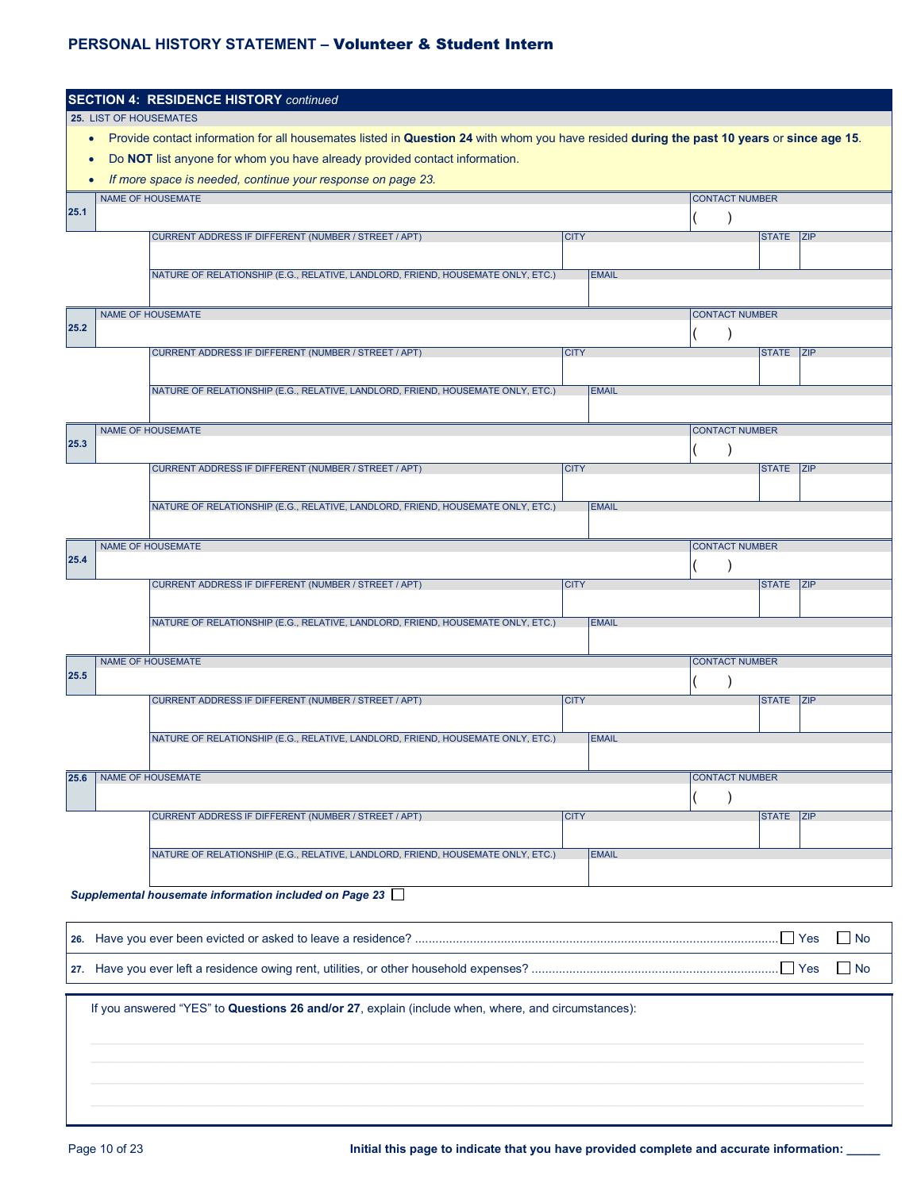## SECTION 4: RESIDENCE HISTORY *continued*

**25.** LIST OF HOUSEMATES

- Provide contact information for all housemates listed in **Question 24** with whom you have resided **during the past 10 years** or **since age 15**.
- Do **NOT** list anyone for whom you have already provided contact information.
- *If more space is needed, continue your response on page 23.*

| | NAME OF HOUSEMATE | | | | CONTACT NUMBER |
|---|---|---|---|---|---|
| **25.1** | | | | | (     ) |
| | CURRENT ADDRESS IF DIFFERENT (NUMBER / STREET / APT) | CITY | STATE | ZIP | |
| | | | | | |
| | NATURE OF RELATIONSHIP (E.G., RELATIVE, LANDLORD, FRIEND, HOUSEMATE ONLY, ETC.) | EMAIL | | | |
| | | | | | |
| **25.2** | NAME OF HOUSEMATE | | | | CONTACT NUMBER |
| | | | | | (     ) |
| | CURRENT ADDRESS IF DIFFERENT (NUMBER / STREET / APT) | CITY | STATE | ZIP | |
| | | | | | |
| | NATURE OF RELATIONSHIP (E.G., RELATIVE, LANDLORD, FRIEND, HOUSEMATE ONLY, ETC.) | EMAIL | | | |
| | | | | | |
| **25.3** | NAME OF HOUSEMATE | | | | CONTACT NUMBER |
| | | | | | (     ) |
| | CURRENT ADDRESS IF DIFFERENT (NUMBER / STREET / APT) | CITY | STATE | ZIP | |
| | | | | | |
| | NATURE OF RELATIONSHIP (E.G., RELATIVE, LANDLORD, FRIEND, HOUSEMATE ONLY, ETC.) | EMAIL | | | |
| | | | | | |
| **25.4** | NAME OF HOUSEMATE | | | | CONTACT NUMBER |
| | | | | | (     ) |
| | CURRENT ADDRESS IF DIFFERENT (NUMBER / STREET / APT) | CITY | STATE | ZIP | |
| | | | | | |
| | NATURE OF RELATIONSHIP (E.G., RELATIVE, LANDLORD, FRIEND, HOUSEMATE ONLY, ETC.) | EMAIL | | | |
| | | | | | |
| **25.5** | NAME OF HOUSEMATE | | | | CONTACT NUMBER |
| | | | | | (     ) |
| | CURRENT ADDRESS IF DIFFERENT (NUMBER / STREET / APT) | CITY | STATE | ZIP | |
| | | | | | |
| | NATURE OF RELATIONSHIP (E.G., RELATIVE, LANDLORD, FRIEND, HOUSEMATE ONLY, ETC.) | EMAIL | | | |
| | | | | | |
| **25.6** | NAME OF HOUSEMATE | | | | CONTACT NUMBER |
| | | | | | (     ) |
| | CURRENT ADDRESS IF DIFFERENT (NUMBER / STREET / APT) | CITY | STATE | ZIP | |
| | | | | | |
| | NATURE OF RELATIONSHIP (E.G., RELATIVE, LANDLORD, FRIEND, HOUSEMATE ONLY, ETC.) | EMAIL | | | |
| | | | | | |

***Supplemental housemate information included on Page 23*** ☐

**26.** Have you ever been evicted or asked to leave a residence? ☐ Yes ☐ No

**27.** Have you ever left a residence owing rent, utilities, or other household expenses? ☐ Yes ☐ No

If you answered "YES" to **Questions 26 and/or 27**, explain (include when, where, and circumstances):

**Initial this page to indicate that you have provided complete and accurate information: _____**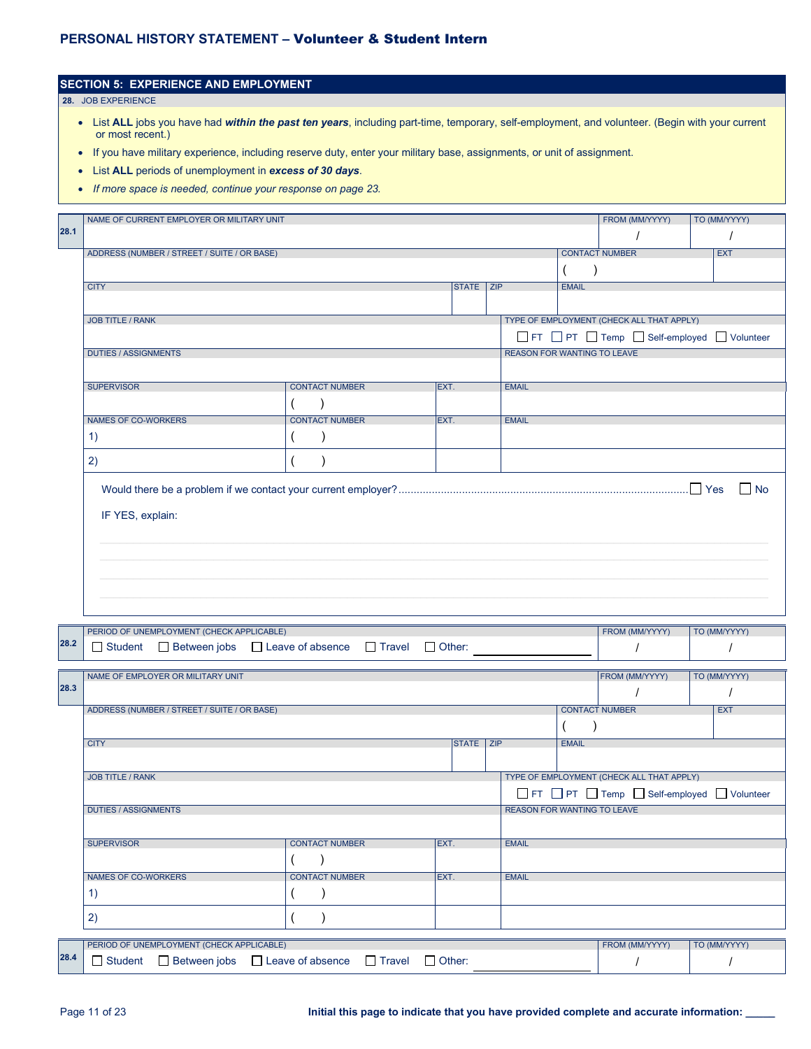## PERSONAL HISTORY STATEMENT – Volunteer & Student Intern

### SECTION 5: EXPERIENCE AND EMPLOYMENT

**28.** JOB EXPERIENCE

- List **ALL** jobs you have had ***within the past ten years***, including part-time, temporary, self-employment, and volunteer. (Begin with your current or most recent.)
- If you have military experience, including reserve duty, enter your military base, assignments, or unit of assignment.
- List **ALL** periods of unemployment in ***excess of 30 days***.
- *If more space is needed, continue your response on page 23.*

**28.1**

| NAME OF CURRENT EMPLOYER OR MILITARY UNIT | | | FROM (MM/YYYY) | TO (MM/YYYY) |
|---|---|---|---|---|
| | | | / | / |
| ADDRESS (NUMBER / STREET / SUITE / OR BASE) | | | CONTACT NUMBER | EXT |
| | | | ( ) | |
| CITY | STATE | ZIP | EMAIL | |
| | | | | |
| JOB TITLE / RANK | | | TYPE OF EMPLOYMENT (CHECK ALL THAT APPLY) | |
| | | | ☐ FT ☐ PT ☐ Temp ☐ Self-employed ☐ Volunteer | |
| DUTIES / ASSIGNMENTS | | | REASON FOR WANTING TO LEAVE | |
| | | | | |

| SUPERVISOR | CONTACT NUMBER | EXT. | EMAIL |
|---|---|---|---|
| | ( ) | | |
| NAMES OF CO-WORKERS | CONTACT NUMBER | EXT. | EMAIL |
| 1) | ( ) | | |
| 2) | ( ) | | |

Would there be a problem if we contact your current employer? ☐ Yes ☐ No

IF YES, explain:

______________________________________________

______________________________________________

______________________________________________

______________________________________________

**28.2**

| PERIOD OF UNEMPLOYMENT (CHECK APPLICABLE) | FROM (MM/YYYY) | TO (MM/YYYY) |
|---|---|---|
| ☐ Student ☐ Between jobs ☐ Leave of absence ☐ Travel ☐ Other: ____________ | / | / |

**28.3**

| NAME OF EMPLOYER OR MILITARY UNIT | | | FROM (MM/YYYY) | TO (MM/YYYY) |
|---|---|---|---|---|
| | | | / | / |
| ADDRESS (NUMBER / STREET / SUITE / OR BASE) | | | CONTACT NUMBER | EXT |
| | | | ( ) | |
| CITY | STATE | ZIP | EMAIL | |
| | | | | |
| JOB TITLE / RANK | | | TYPE OF EMPLOYMENT (CHECK ALL THAT APPLY) | |
| | | | ☐ FT ☐ PT ☐ Temp ☐ Self-employed ☐ Volunteer | |
| DUTIES / ASSIGNMENTS | | | REASON FOR WANTING TO LEAVE | |
| | | | | |

| SUPERVISOR | CONTACT NUMBER | EXT. | EMAIL |
|---|---|---|---|
| | ( ) | | |
| NAMES OF CO-WORKERS | CONTACT NUMBER | EXT. | EMAIL |
| 1) | ( ) | | |
| 2) | ( ) | | |

**28.4**

| PERIOD OF UNEMPLOYMENT (CHECK APPLICABLE) | FROM (MM/YYYY) | TO (MM/YYYY) |
|---|---|---|
| ☐ Student ☐ Between jobs ☐ Leave of absence ☐ Travel ☐ Other: ____________ | / | / |

**Initial this page to indicate that you have provided complete and accurate information: _____**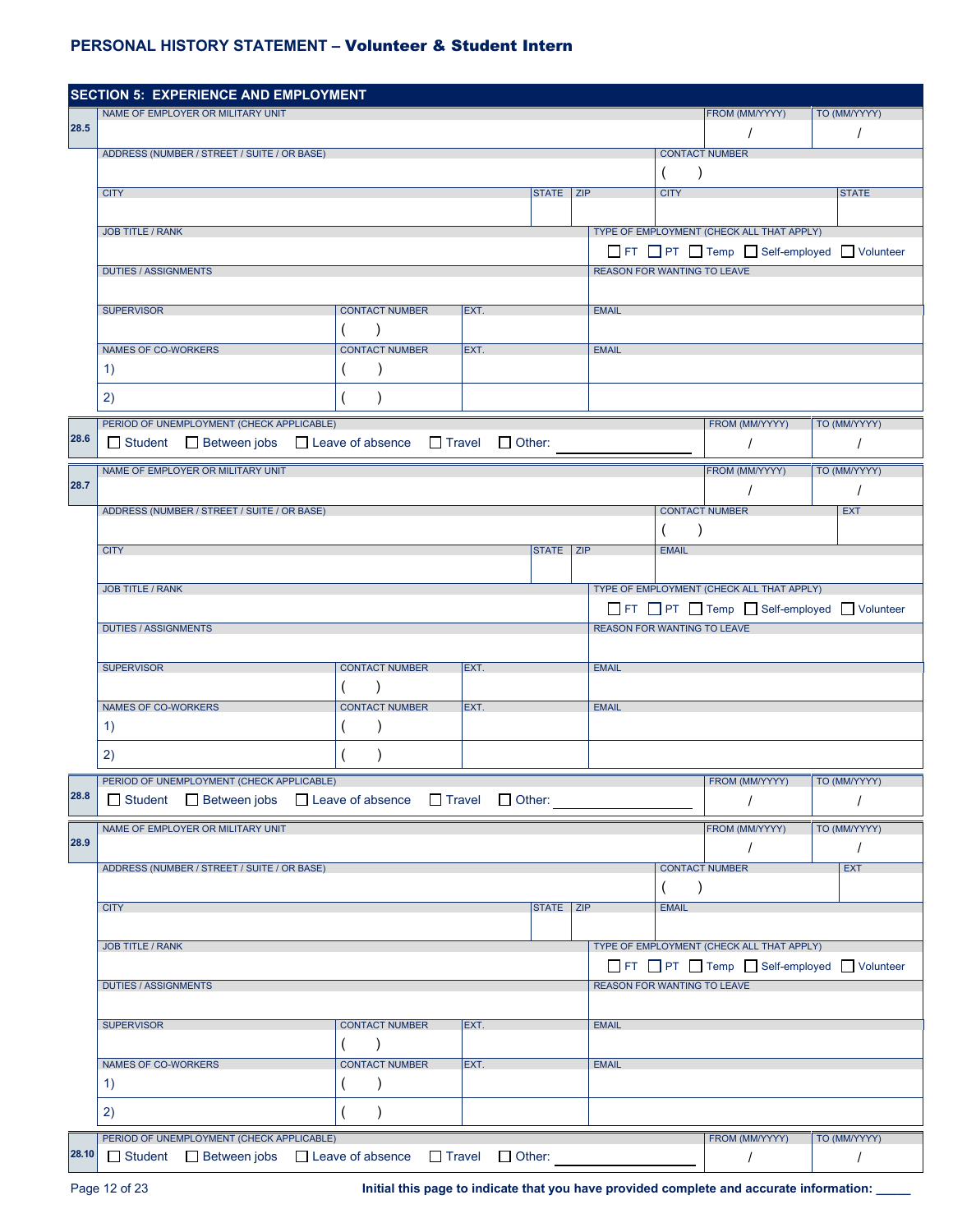## PERSONAL HISTORY STATEMENT – Volunteer & Student Intern

### SECTION 5: EXPERIENCE AND EMPLOYMENT

**28.5**

| NAME OF EMPLOYER OR MILITARY UNIT | | | | FROM (MM/YYYY) | TO (MM/YYYY) |
|---|---|---|---|---|---|
| | | | | / | / |
| ADDRESS (NUMBER / STREET / SUITE / OR BASE) | | | CONTACT NUMBER | | |
| | | | ( ) | | |
| CITY | STATE | ZIP | CITY | | STATE |
| | | | | | |
| JOB TITLE / RANK | | | TYPE OF EMPLOYMENT (CHECK ALL THAT APPLY) | | |
| | | | ☐ FT ☐ PT ☐ Temp ☐ Self-employed ☐ Volunteer | | |
| DUTIES / ASSIGNMENTS | | | REASON FOR WANTING TO LEAVE | | |
| | | | | | |

| SUPERVISOR | CONTACT NUMBER | EXT. | EMAIL |
|---|---|---|---|
| | ( ) | | |
| NAMES OF CO-WORKERS | CONTACT NUMBER | EXT. | EMAIL |
| 1) | ( ) | | |
| 2) | ( ) | | |

**28.6**

| PERIOD OF UNEMPLOYMENT (CHECK APPLICABLE) | FROM (MM/YYYY) | TO (MM/YYYY) |
|---|---|---|
| ☐ Student ☐ Between jobs ☐ Leave of absence ☐ Travel ☐ Other: ____________ | / | / |

**28.7**

| NAME OF EMPLOYER OR MILITARY UNIT | | | | FROM (MM/YYYY) | TO (MM/YYYY) |
|---|---|---|---|---|---|
| | | | | / | / |
| ADDRESS (NUMBER / STREET / SUITE / OR BASE) | | | CONTACT NUMBER | | EXT |
| | | | ( ) | | |
| CITY | STATE | ZIP | EMAIL | | |
| | | | | | |
| JOB TITLE / RANK | | | TYPE OF EMPLOYMENT (CHECK ALL THAT APPLY) | | |
| | | | ☐ FT ☐ PT ☐ Temp ☐ Self-employed ☐ Volunteer | | |
| DUTIES / ASSIGNMENTS | | | REASON FOR WANTING TO LEAVE | | |
| | | | | | |

| SUPERVISOR | CONTACT NUMBER | EXT. | EMAIL |
|---|---|---|---|
| | ( ) | | |
| NAMES OF CO-WORKERS | CONTACT NUMBER | EXT. | EMAIL |
| 1) | ( ) | | |
| 2) | ( ) | | |

**28.8**

| PERIOD OF UNEMPLOYMENT (CHECK APPLICABLE) | FROM (MM/YYYY) | TO (MM/YYYY) |
|---|---|---|
| ☐ Student ☐ Between jobs ☐ Leave of absence ☐ Travel ☐ Other: ____________ | / | / |

**28.9**

| NAME OF EMPLOYER OR MILITARY UNIT | | | | FROM (MM/YYYY) | TO (MM/YYYY) |
|---|---|---|---|---|---|
| | | | | / | / |
| ADDRESS (NUMBER / STREET / SUITE / OR BASE) | | | CONTACT NUMBER | | EXT |
| | | | ( ) | | |
| CITY | STATE | ZIP | EMAIL | | |
| | | | | | |
| JOB TITLE / RANK | | | TYPE OF EMPLOYMENT (CHECK ALL THAT APPLY) | | |
| | | | ☐ FT ☐ PT ☐ Temp ☐ Self-employed ☐ Volunteer | | |
| DUTIES / ASSIGNMENTS | | | REASON FOR WANTING TO LEAVE | | |
| | | | | | |

| SUPERVISOR | CONTACT NUMBER | EXT. | EMAIL |
|---|---|---|---|
| | ( ) | | |
| NAMES OF CO-WORKERS | CONTACT NUMBER | EXT. | EMAIL |
| 1) | ( ) | | |
| 2) | ( ) | | |

**28.10**

| PERIOD OF UNEMPLOYMENT (CHECK APPLICABLE) | FROM (MM/YYYY) | TO (MM/YYYY) |
|---|---|---|
| ☐ Student ☐ Between jobs ☐ Leave of absence ☐ Travel ☐ Other: ____________ | / | / |

**Initial this page to indicate that you have provided complete and accurate information: _____**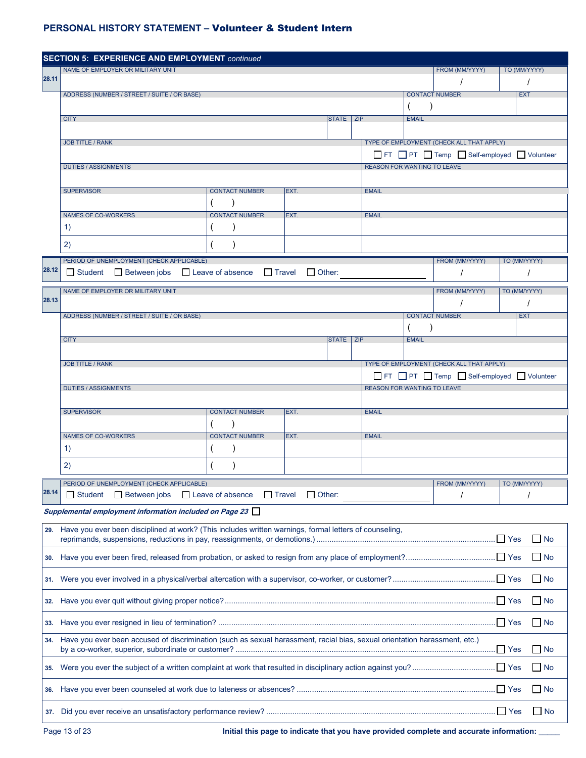## PERSONAL HISTORY STATEMENT – Volunteer & Student Intern

### SECTION 5: EXPERIENCE AND EMPLOYMENT *continued*

**28.11**

| NAME OF EMPLOYER OR MILITARY UNIT | | | | FROM (MM/YYYY) | TO (MM/YYYY) |
|---|---|---|---|---|---|
| | | | | / | / |
| ADDRESS (NUMBER / STREET / SUITE / OR BASE) | | | | CONTACT NUMBER | EXT |
| | | | | ( ) | |
| CITY | | STATE | ZIP | EMAIL | |
| | | | | | |
| JOB TITLE / RANK | | | | TYPE OF EMPLOYMENT (CHECK ALL THAT APPLY) | |
| | | | | ☐ FT ☐ PT ☐ Temp ☐ Self-employed ☐ Volunteer | |
| DUTIES / ASSIGNMENTS | | | | REASON FOR WANTING TO LEAVE | |
| | | | | | |

| SUPERVISOR | CONTACT NUMBER | EXT. | EMAIL |
|---|---|---|---|
| | ( ) | | |
| NAMES OF CO-WORKERS | CONTACT NUMBER | EXT. | EMAIL |
| 1) | ( ) | | |
| 2) | ( ) | | |

**28.12**

| PERIOD OF UNEMPLOYMENT (CHECK APPLICABLE) | FROM (MM/YYYY) | TO (MM/YYYY) |
|---|---|---|
| ☐ Student ☐ Between jobs ☐ Leave of absence ☐ Travel ☐ Other: ________ | / | / |

**28.13**

| NAME OF EMPLOYER OR MILITARY UNIT | | | | FROM (MM/YYYY) | TO (MM/YYYY) |
|---|---|---|---|---|---|
| | | | | / | / |
| ADDRESS (NUMBER / STREET / SUITE / OR BASE) | | | | CONTACT NUMBER | EXT |
| | | | | ( ) | |
| CITY | | STATE | ZIP | EMAIL | |
| | | | | | |
| JOB TITLE / RANK | | | | TYPE OF EMPLOYMENT (CHECK ALL THAT APPLY) | |
| | | | | ☐ FT ☐ PT ☐ Temp ☐ Self-employed ☐ Volunteer | |
| DUTIES / ASSIGNMENTS | | | | REASON FOR WANTING TO LEAVE | |
| | | | | | |

| SUPERVISOR | CONTACT NUMBER | EXT. | EMAIL |
|---|---|---|---|
| | ( ) | | |
| NAMES OF CO-WORKERS | CONTACT NUMBER | EXT. | EMAIL |
| 1) | ( ) | | |
| 2) | ( ) | | |

**28.14**

| PERIOD OF UNEMPLOYMENT (CHECK APPLICABLE) | FROM (MM/YYYY) | TO (MM/YYYY) |
|---|---|---|
| ☐ Student ☐ Between jobs ☐ Leave of absence ☐ Travel ☐ Other: ________ | / | / |

***Supplemental employment information included on Page 23*** ☐

| # | Question | Yes | No |
|---|---|---|---|
| 29. | Have you ever been disciplined at work? (This includes written warnings, formal letters of counseling, reprimands, suspensions, reductions in pay, reassignments, or demotions.) | ☐ Yes | ☐ No |
| 30. | Have you ever been fired, released from probation, or asked to resign from any place of employment? | ☐ Yes | ☐ No |
| 31. | Were you ever involved in a physical/verbal altercation with a supervisor, co-worker, or customer? | ☐ Yes | ☐ No |
| 32. | Have you ever quit without giving proper notice? | ☐ Yes | ☐ No |
| 33. | Have you ever resigned in lieu of termination? | ☐ Yes | ☐ No |
| 34. | Have you ever been accused of discrimination (such as sexual harassment, racial bias, sexual orientation harassment, etc.) by a co-worker, superior, subordinate or customer? | ☐ Yes | ☐ No |
| 35. | Were you ever the subject of a written complaint at work that resulted in disciplinary action against you? | ☐ Yes | ☐ No |
| 36. | Have you ever been counseled at work due to lateness or absences? | ☐ Yes | ☐ No |
| 37. | Did you ever receive an unsatisfactory performance review? | ☐ Yes | ☐ No |

**Initial this page to indicate that you have provided complete and accurate information: _____**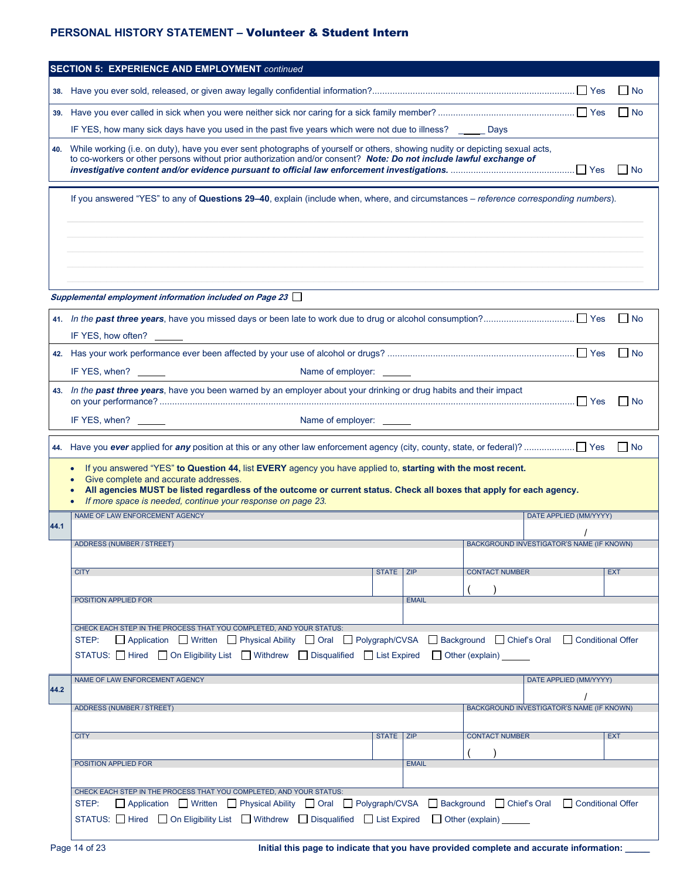## SECTION 5: EXPERIENCE AND EMPLOYMENT *continued*

**38.** Have you ever sold, released, or given away legally confidential information? ☐ Yes ☐ No

**39.** Have you ever called in sick when you were neither sick nor caring for a sick family member? ☐ Yes ☐ No

IF YES, how many sick days have you used in the past five years which were not due to illness? _____ Days

**40.** While working (i.e. on duty), have you ever sent photographs of yourself or others, showing nudity or depicting sexual acts, to co-workers or other persons without prior authorization and/or consent? ***Note: Do not include lawful exchange of investigative content and/or evidence pursuant to official law enforcement investigations.*** ☐ Yes ☐ No

If you answered "YES" to any of **Questions 29–40**, explain (include when, where, and circumstances – *reference corresponding numbers*).

_______________________________________________

_______________________________________________

_______________________________________________

_______________________________________________

***Supplemental employment information included on Page 23*** ☐

**41.** *In the **past three years**, have you missed days or been late to work due to drug or alcohol consumption?* ☐ Yes ☐ No

IF YES, how often? ______

**42.** Has your work performance ever been affected by your use of alcohol or drugs? ☐ Yes ☐ No

IF YES, when? ______ Name of employer: ______

**43.** *In the **past three years**, have you been warned by an employer about your drinking or drug habits and their impact on your performance?* ☐ Yes ☐ No

IF YES, when? ______ Name of employer: ______

**44.** Have you ***ever*** applied for ***any*** position at this or any other law enforcement agency (city, county, state, or federal)? ☐ Yes ☐ No

- If you answered "YES" **to Question 44,** list **EVERY** agency you have applied to, **starting with the most recent.**
- Give complete and accurate addresses.
- **All agencies MUST be listed regardless of the outcome or current status. Check all boxes that apply for each agency.**
- *If more space is needed, continue your response on page 23.*

**44.1**

| NAME OF LAW ENFORCEMENT AGENCY | | | DATE APPLIED (MM/YYYY) |
|---|---|---|---|
| | | | / |
| ADDRESS (NUMBER / STREET) | | BACKGROUND INVESTIGATOR'S NAME (IF KNOWN) | |
| | | | |
| CITY | STATE | ZIP | CONTACT NUMBER | EXT |
| | | | ( ) | |
| POSITION APPLIED FOR | | EMAIL | |
| | | | |

CHECK EACH STEP IN THE PROCESS THAT YOU COMPLETED, AND YOUR STATUS:

STEP: ☐ Application ☐ Written ☐ Physical Ability ☐ Oral ☐ Polygraph/CVSA ☐ Background ☐ Chief's Oral ☐ Conditional Offer

STATUS: ☐ Hired ☐ On Eligibility List ☐ Withdrew ☐ Disqualified ☐ List Expired ☐ Other (explain) ______

**44.2**

| NAME OF LAW ENFORCEMENT AGENCY | | | DATE APPLIED (MM/YYYY) |
|---|---|---|---|
| | | | / |
| ADDRESS (NUMBER / STREET) | | BACKGROUND INVESTIGATOR'S NAME (IF KNOWN) | |
| | | | |
| CITY | STATE | ZIP | CONTACT NUMBER | EXT |
| | | | ( ) | |
| POSITION APPLIED FOR | | EMAIL | |
| | | | |

CHECK EACH STEP IN THE PROCESS THAT YOU COMPLETED, AND YOUR STATUS:

STEP: ☐ Application ☐ Written ☐ Physical Ability ☐ Oral ☐ Polygraph/CVSA ☐ Background ☐ Chief's Oral ☐ Conditional Offer

STATUS: ☐ Hired ☐ On Eligibility List ☐ Withdrew ☐ Disqualified ☐ List Expired ☐ Other (explain) ______

**Initial this page to indicate that you have provided complete and accurate information:** _____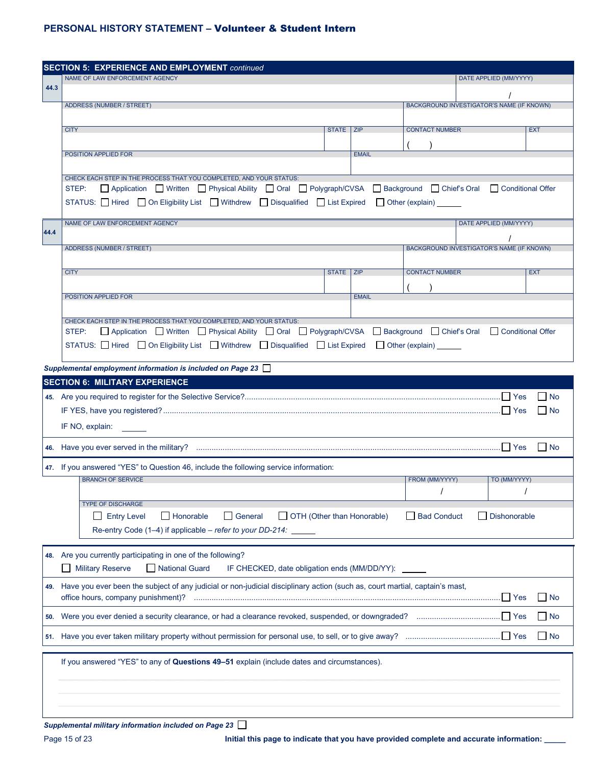# PERSONAL HISTORY STATEMENT – Volunteer & Student Intern

## SECTION 5: EXPERIENCE AND EMPLOYMENT *continued*

**44.3**

| NAME OF LAW ENFORCEMENT AGENCY | | | DATE APPLIED (MM/YYYY) |
|---|---|---|---|
| | | | / |
| ADDRESS (NUMBER / STREET) | | BACKGROUND INVESTIGATOR'S NAME (IF KNOWN) | |
| | | | |
| CITY | STATE / ZIP | CONTACT NUMBER | EXT |
| | | ( ) | |
| POSITION APPLIED FOR | | EMAIL | |
| | | | |

CHECK EACH STEP IN THE PROCESS THAT YOU COMPLETED, AND YOUR STATUS:

STEP: ☐ Application ☐ Written ☐ Physical Ability ☐ Oral ☐ Polygraph/CVSA ☐ Background ☐ Chief's Oral ☐ Conditional Offer

STATUS: ☐ Hired ☐ On Eligibility List ☐ Withdrew ☐ Disqualified ☐ List Expired ☐ Other (explain) ______

**44.4**

| NAME OF LAW ENFORCEMENT AGENCY | | | DATE APPLIED (MM/YYYY) |
|---|---|---|---|
| | | | / |
| ADDRESS (NUMBER / STREET) | | BACKGROUND INVESTIGATOR'S NAME (IF KNOWN) | |
| | | | |
| CITY | STATE / ZIP | CONTACT NUMBER | EXT |
| | | ( ) | |
| POSITION APPLIED FOR | | EMAIL | |
| | | | |

CHECK EACH STEP IN THE PROCESS THAT YOU COMPLETED, AND YOUR STATUS:

STEP: ☐ Application ☐ Written ☐ Physical Ability ☐ Oral ☐ Polygraph/CVSA ☐ Background ☐ Chief's Oral ☐ Conditional Offer

STATUS: ☐ Hired ☐ On Eligibility List ☐ Withdrew ☐ Disqualified ☐ List Expired ☐ Other (explain) ______

***Supplemental employment information is included on Page 23*** ☐

## SECTION 6: MILITARY EXPERIENCE

**45.** Are you required to register for the Selective Service? ☐ Yes ☐ No

IF YES, have you registered? ☐ Yes ☐ No

IF NO, explain: ______

**46.** Have you ever served in the military? ☐ Yes ☐ No

**47.** If you answered "YES" to Question 46, include the following service information:

| BRANCH OF SERVICE | FROM (MM/YYYY) | TO (MM/YYYY) |
|---|---|---|
| | / | / |

TYPE OF DISCHARGE

☐ Entry Level ☐ Honorable ☐ General ☐ OTH (Other than Honorable) ☐ Bad Conduct ☐ Dishonorable

Re-entry Code (1–4) if applicable – *refer to your DD-214:* ______

**48.** Are you currently participating in one of the following?

☐ Military Reserve ☐ National Guard IF CHECKED, date obligation ends (MM/DD/YY): ______

**49.** Have you ever been the subject of any judicial or non-judicial disciplinary action (such as, court martial, captain's mast, office hours, company punishment)? ☐ Yes ☐ No

**50.** Were you ever denied a security clearance, or had a clearance revoked, suspended, or downgraded? ☐ Yes ☐ No

**51.** Have you ever taken military property without permission for personal use, to sell, or to give away? ☐ Yes ☐ No

If you answered "YES" to any of **Questions 49–51** explain (include dates and circumstances).

***Supplemental military information included on Page 23*** ☐

**Initial this page to indicate that you have provided complete and accurate information:** ______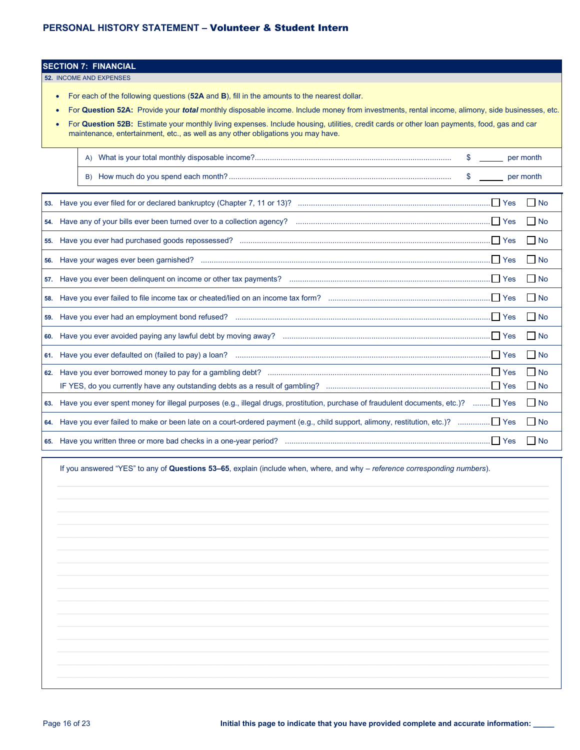## SECTION 7: FINANCIAL

**52.** INCOME AND EXPENSES

- For each of the following questions (**52A** and **B**), fill in the amounts to the nearest dollar.
- For **Question 52A:** Provide your ***total*** monthly disposable income. Include money from investments, rental income, alimony, side businesses, etc.
- For **Question 52B:** Estimate your monthly living expenses. Include housing, utilities, credit cards or other loan payments, food, gas and car maintenance, entertainment, etc., as well as any other obligations you may have.

| | | |
|---|---|---|
| A) What is your total monthly disposable income? | $ ______ | per month |
| B) How much do you spend each month? | $ ______ | per month |

| | | | |
|---|---|---|---|
| **53.** | Have you ever filed for or declared bankruptcy (Chapter 7, 11 or 13)? | ☐ Yes | ☐ No |
| **54.** | Have any of your bills ever been turned over to a collection agency? | ☐ Yes | ☐ No |
| **55.** | Have you ever had purchased goods repossessed? | ☐ Yes | ☐ No |
| **56.** | Have your wages ever been garnished? | ☐ Yes | ☐ No |
| **57.** | Have you ever been delinquent on income or other tax payments? | ☐ Yes | ☐ No |
| **58.** | Have you ever failed to file income tax or cheated/lied on an income tax form? | ☐ Yes | ☐ No |
| **59.** | Have you ever had an employment bond refused? | ☐ Yes | ☐ No |
| **60.** | Have you ever avoided paying any lawful debt by moving away? | ☐ Yes | ☐ No |
| **61.** | Have you ever defaulted on (failed to pay) a loan? | ☐ Yes | ☐ No |
| **62.** | Have you ever borrowed money to pay for a gambling debt? | ☐ Yes | ☐ No |
| | IF YES, do you currently have any outstanding debts as a result of gambling? | ☐ Yes | ☐ No |
| **63.** | Have you ever spent money for illegal purposes (e.g., illegal drugs, prostitution, purchase of fraudulent documents, etc.)? | ☐ Yes | ☐ No |
| **64.** | Have you ever failed to make or been late on a court-ordered payment (e.g., child support, alimony, restitution, etc.)? | ☐ Yes | ☐ No |
| **65.** | Have you written three or more bad checks in a one-year period? | ☐ Yes | ☐ No |

If you answered "YES" to any of **Questions 53–65**, explain (include when, where, and why – *reference corresponding numbers*).

**Initial this page to indicate that you have provided complete and accurate information:** _____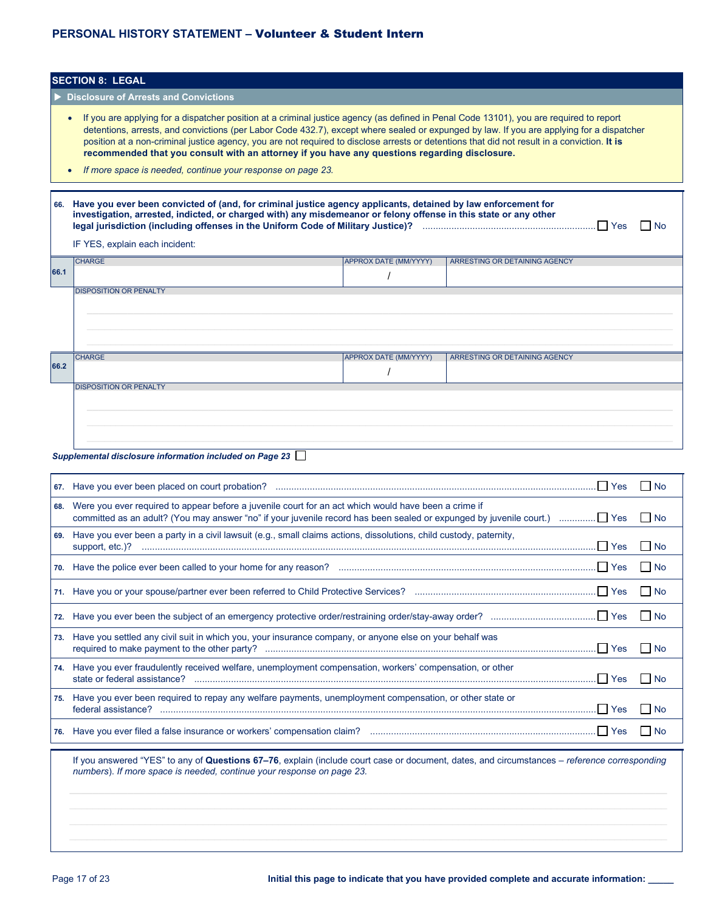## SECTION 8: LEGAL

### ▶ Disclosure of Arrests and Convictions

- If you are applying for a dispatcher position at a criminal justice agency (as defined in Penal Code 13101), you are required to report detentions, arrests, and convictions (per Labor Code 432.7), except where sealed or expunged by law. If you are applying for a dispatcher position at a non-criminal justice agency, you are not required to disclose arrests or detentions that did not result in a conviction. **It is recommended that you consult with an attorney if you have any questions regarding disclosure.**
- *If more space is needed, continue your response on page 23.*

**66. Have you ever been convicted of (and, for criminal justice agency applicants, detained by law enforcement for investigation, arrested, indicted, or charged with) any misdemeanor or felony offense in this state or any other legal jurisdiction (including offenses in the Uniform Code of Military Justice)?** ☐ Yes ☐ No

IF YES, explain each incident:

| | CHARGE | APPROX DATE (MM/YYYY) | ARRESTING OR DETAINING AGENCY |
|---|---|---|---|
| 66.1 | | / | |
| | DISPOSITION OR PENALTY | | |
| 66.2 | | / | |
| | DISPOSITION OR PENALTY | | |

*Supplemental disclosure information included on Page 23* ☐

| No. | Question | Yes | No |
|---|---|---|---|
| 67. | Have you ever been placed on court probation? | ☐ | ☐ |
| 68. | Were you ever required to appear before a juvenile court for an act which would have been a crime if committed as an adult? (You may answer "no" if your juvenile record has been sealed or expunged by juvenile court.) | ☐ | ☐ |
| 69. | Have you ever been a party in a civil lawsuit (e.g., small claims actions, dissolutions, child custody, paternity, support, etc.)? | ☐ | ☐ |
| 70. | Have the police ever been called to your home for any reason? | ☐ | ☐ |
| 71. | Have you or your spouse/partner ever been referred to Child Protective Services? | ☐ | ☐ |
| 72. | Have you ever been the subject of an emergency protective order/restraining order/stay-away order? | ☐ | ☐ |
| 73. | Have you settled any civil suit in which you, your insurance company, or anyone else on your behalf was required to make payment to the other party? | ☐ | ☐ |
| 74. | Have you ever fraudulently received welfare, unemployment compensation, workers' compensation, or other state or federal assistance? | ☐ | ☐ |
| 75. | Have you ever been required to repay any welfare payments, unemployment compensation, or other state or federal assistance? | ☐ | ☐ |
| 76. | Have you ever filed a false insurance or workers' compensation claim? | ☐ | ☐ |

If you answered "YES" to any of **Questions 67–76**, explain (include court case or document, dates, and circumstances – *reference corresponding numbers*). *If more space is needed, continue your response on page 23.*

**Initial this page to indicate that you have provided complete and accurate information:** _____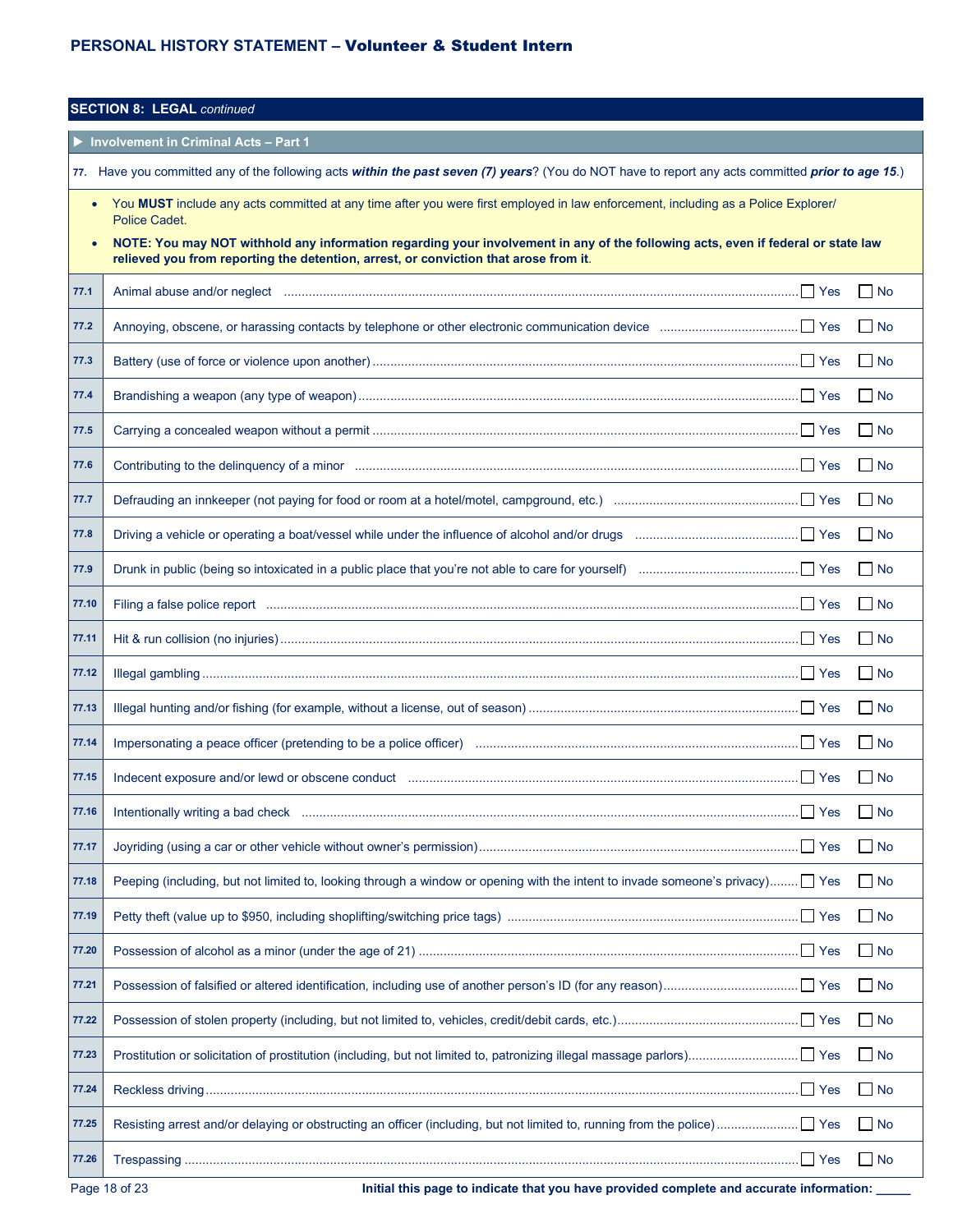## SECTION 8: LEGAL *continued*

### ▶ Involvement in Criminal Acts – Part 1

**77.** Have you committed any of the following acts ***within the past seven (7) years***? (You do NOT have to report any acts committed ***prior to age 15***.)

- You **MUST** include any acts committed at any time after you were first employed in law enforcement, including as a Police Explorer/ Police Cadet.
- **NOTE: You may NOT withhold any information regarding your involvement in any of the following acts, even if federal or state law relieved you from reporting the detention, arrest, or conviction that arose from it**.

| No. | Act | Yes | No |
|---|---|---|---|
| 77.1 | Animal abuse and/or neglect | ☐ Yes | ☐ No |
| 77.2 | Annoying, obscene, or harassing contacts by telephone or other electronic communication device | ☐ Yes | ☐ No |
| 77.3 | Battery (use of force or violence upon another) | ☐ Yes | ☐ No |
| 77.4 | Brandishing a weapon (any type of weapon) | ☐ Yes | ☐ No |
| 77.5 | Carrying a concealed weapon without a permit | ☐ Yes | ☐ No |
| 77.6 | Contributing to the delinquency of a minor | ☐ Yes | ☐ No |
| 77.7 | Defrauding an innkeeper (not paying for food or room at a hotel/motel, campground, etc.) | ☐ Yes | ☐ No |
| 77.8 | Driving a vehicle or operating a boat/vessel while under the influence of alcohol and/or drugs | ☐ Yes | ☐ No |
| 77.9 | Drunk in public (being so intoxicated in a public place that you're not able to care for yourself) | ☐ Yes | ☐ No |
| 77.10 | Filing a false police report | ☐ Yes | ☐ No |
| 77.11 | Hit & run collision (no injuries) | ☐ Yes | ☐ No |
| 77.12 | Illegal gambling | ☐ Yes | ☐ No |
| 77.13 | Illegal hunting and/or fishing (for example, without a license, out of season) | ☐ Yes | ☐ No |
| 77.14 | Impersonating a peace officer (pretending to be a police officer) | ☐ Yes | ☐ No |
| 77.15 | Indecent exposure and/or lewd or obscene conduct | ☐ Yes | ☐ No |
| 77.16 | Intentionally writing a bad check | ☐ Yes | ☐ No |
| 77.17 | Joyriding (using a car or other vehicle without owner's permission) | ☐ Yes | ☐ No |
| 77.18 | Peeping (including, but not limited to, looking through a window or opening with the intent to invade someone's privacy) | ☐ Yes | ☐ No |
| 77.19 | Petty theft (value up to $950, including shoplifting/switching price tags) | ☐ Yes | ☐ No |
| 77.20 | Possession of alcohol as a minor (under the age of 21) | ☐ Yes | ☐ No |
| 77.21 | Possession of falsified or altered identification, including use of another person's ID (for any reason) | ☐ Yes | ☐ No |
| 77.22 | Possession of stolen property (including, but not limited to, vehicles, credit/debit cards, etc.) | ☐ Yes | ☐ No |
| 77.23 | Prostitution or solicitation of prostitution (including, but not limited to, patronizing illegal massage parlors) | ☐ Yes | ☐ No |
| 77.24 | Reckless driving | ☐ Yes | ☐ No |
| 77.25 | Resisting arrest and/or delaying or obstructing an officer (including, but not limited to, running from the police) | ☐ Yes | ☐ No |
| 77.26 | Trespassing | ☐ Yes | ☐ No |

**Initial this page to indicate that you have provided complete and accurate information: _____**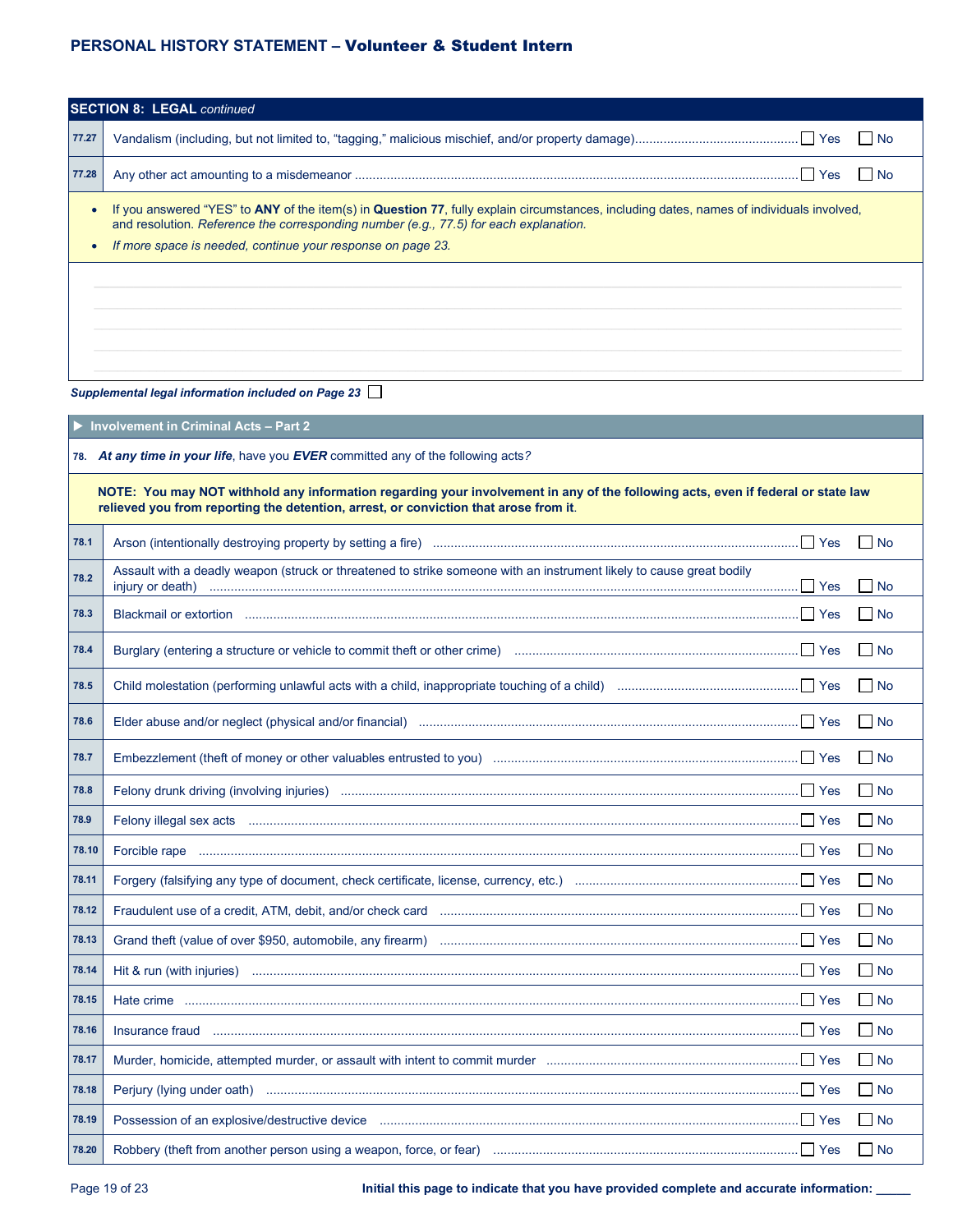## SECTION 8: LEGAL *continued*

| | | | |
|---|---|---|---|
| 77.27 | Vandalism (including, but not limited to, "tagging," malicious mischief, and/or property damage) | ☐ Yes | ☐ No |
| 77.28 | Any other act amounting to a misdemeanor | ☐ Yes | ☐ No |

- If you answered "YES" to **ANY** of the item(s) in **Question 77**, fully explain circumstances, including dates, names of individuals involved, and resolution. *Reference the corresponding number (e.g., 77.5) for each explanation.*
- *If more space is needed, continue your response on page 23.*

***Supplemental legal information included on Page 23*** ☐

### ▶ Involvement in Criminal Acts – Part 2

**78.** ***At any time in your life***, have you ***EVER*** committed any of the following acts?

**NOTE: You may NOT withhold any information regarding your involvement in any of the following acts, even if federal or state law relieved you from reporting the detention, arrest, or conviction that arose from it.**

| | | | |
|---|---|---|---|
| 78.1 | Arson (intentionally destroying property by setting a fire) | ☐ Yes | ☐ No |
| 78.2 | Assault with a deadly weapon (struck or threatened to strike someone with an instrument likely to cause great bodily injury or death) | ☐ Yes | ☐ No |
| 78.3 | Blackmail or extortion | ☐ Yes | ☐ No |
| 78.4 | Burglary (entering a structure or vehicle to commit theft or other crime) | ☐ Yes | ☐ No |
| 78.5 | Child molestation (performing unlawful acts with a child, inappropriate touching of a child) | ☐ Yes | ☐ No |
| 78.6 | Elder abuse and/or neglect (physical and/or financial) | ☐ Yes | ☐ No |
| 78.7 | Embezzlement (theft of money or other valuables entrusted to you) | ☐ Yes | ☐ No |
| 78.8 | Felony drunk driving (involving injuries) | ☐ Yes | ☐ No |
| 78.9 | Felony illegal sex acts | ☐ Yes | ☐ No |
| 78.10 | Forcible rape | ☐ Yes | ☐ No |
| 78.11 | Forgery (falsifying any type of document, check certificate, license, currency, etc.) | ☐ Yes | ☐ No |
| 78.12 | Fraudulent use of a credit, ATM, debit, and/or check card | ☐ Yes | ☐ No |
| 78.13 | Grand theft (value of over $950, automobile, any firearm) | ☐ Yes | ☐ No |
| 78.14 | Hit & run (with injuries) | ☐ Yes | ☐ No |
| 78.15 | Hate crime | ☐ Yes | ☐ No |
| 78.16 | Insurance fraud | ☐ Yes | ☐ No |
| 78.17 | Murder, homicide, attempted murder, or assault with intent to commit murder | ☐ Yes | ☐ No |
| 78.18 | Perjury (lying under oath) | ☐ Yes | ☐ No |
| 78.19 | Possession of an explosive/destructive device | ☐ Yes | ☐ No |
| 78.20 | Robbery (theft from another person using a weapon, force, or fear) | ☐ Yes | ☐ No |

**Initial this page to indicate that you have provided complete and accurate information: _____**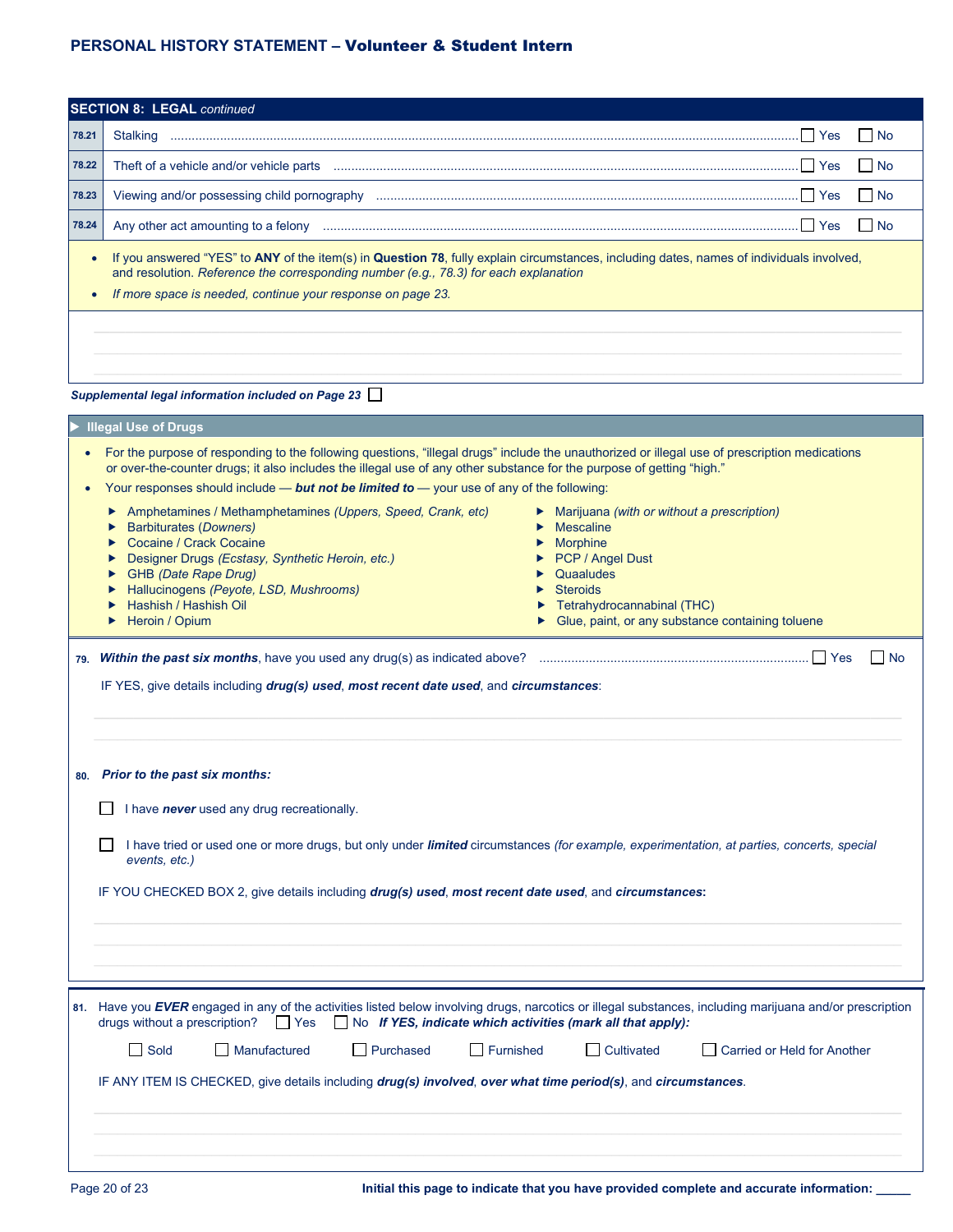## SECTION 8: LEGAL *continued*

| | | Yes | No |
|---|---|---|---|
| 78.21 | Stalking | ☐ Yes | ☐ No |
| 78.22 | Theft of a vehicle and/or vehicle parts | ☐ Yes | ☐ No |
| 78.23 | Viewing and/or possessing child pornography | ☐ Yes | ☐ No |
| 78.24 | Any other act amounting to a felony | ☐ Yes | ☐ No |

- If you answered "YES" to **ANY** of the item(s) in **Question 78**, fully explain circumstances, including dates, names of individuals involved, and resolution. *Reference the corresponding number (e.g., 78.3) for each explanation*
- *If more space is needed, continue your response on page 23.*

***Supplemental legal information included on Page 23*** ☐

### Illegal Use of Drugs

- For the purpose of responding to the following questions, "illegal drugs" include the unauthorized or illegal use of prescription medications or over-the-counter drugs; it also includes the illegal use of any other substance for the purpose of getting "high."
- Your responses should include — ***but not be limited to*** — your use of any of the following:
  - Amphetamines / Methamphetamines *(Uppers, Speed, Crank, etc)*
  - Barbiturates *(Downers)*
  - Cocaine / Crack Cocaine
  - Designer Drugs *(Ecstasy, Synthetic Heroin, etc.)*
  - GHB *(Date Rape Drug)*
  - Hallucinogens *(Peyote, LSD, Mushrooms)*
  - Hashish / Hashish Oil
  - Heroin / Opium
  - Marijuana *(with or without a prescription)*
  - Mescaline
  - Morphine
  - PCP / Angel Dust
  - Quaaludes
  - Steroids
  - Tetrahydrocannabinal (THC)
  - Glue, paint, or any substance containing toluene

**79.** ***Within the past six months***, have you used any drug(s) as indicated above? ☐ Yes ☐ No

IF YES, give details including ***drug(s) used***, ***most recent date used***, and ***circumstances***:

**80.** ***Prior to the past six months:***

☐ I have ***never*** used any drug recreationally.

☐ I have tried or used one or more drugs, but only under ***limited*** circumstances *(for example, experimentation, at parties, concerts, special events, etc.)*

IF YOU CHECKED BOX 2, give details including ***drug(s) used***, ***most recent date used***, and ***circumstances*:**

**81.** Have you ***EVER*** engaged in any of the activities listed below involving drugs, narcotics or illegal substances, including marijuana and/or prescription drugs without a prescription? ☐ Yes ☐ No ***If YES, indicate which activities (mark all that apply):***

☐ Sold ☐ Manufactured ☐ Purchased ☐ Furnished ☐ Cultivated ☐ Carried or Held for Another

IF ANY ITEM IS CHECKED, give details including ***drug(s) involved***, ***over what time period(s)***, and ***circumstances***.

**Initial this page to indicate that you have provided complete and accurate information:** _____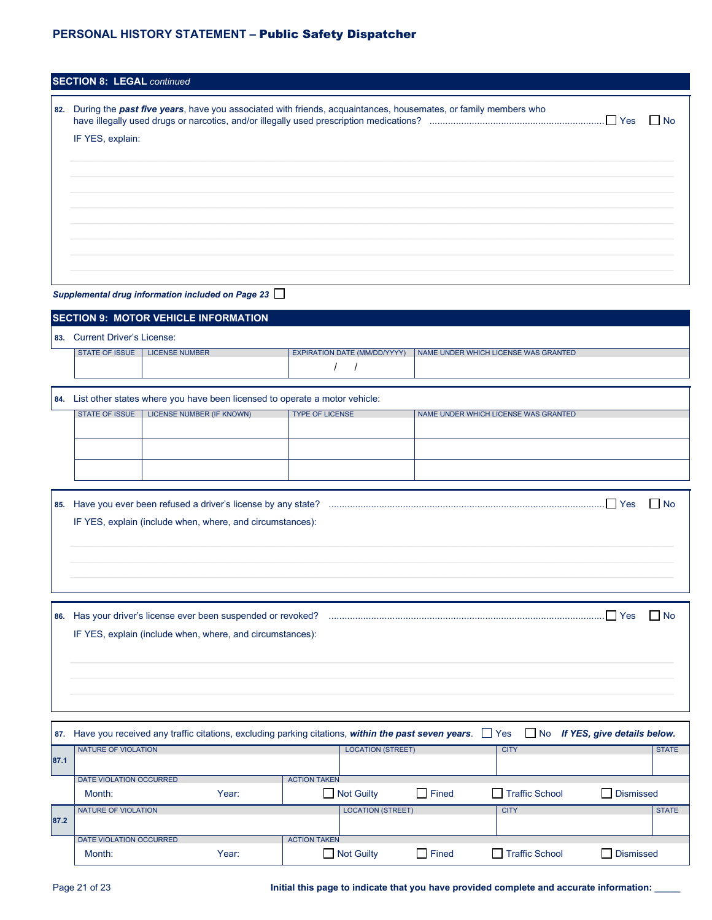## SECTION 8: LEGAL *continued*

**82.** During the ***past five years***, have you associated with friends, acquaintances, housemates, or family members who have illegally used drugs or narcotics, and/or illegally used prescription medications? ☐ Yes ☐ No

IF YES, explain:

*__Supplemental drug information included on Page 23__* ☐

## SECTION 9: MOTOR VEHICLE INFORMATION

**83.** Current Driver's License:

| STATE OF ISSUE | LICENSE NUMBER | EXPIRATION DATE (MM/DD/YYYY) | NAME UNDER WHICH LICENSE WAS GRANTED |
|---|---|---|---|
| | | / / | |

**84.** List other states where you have been licensed to operate a motor vehicle:

| STATE OF ISSUE | LICENSE NUMBER (IF KNOWN) | TYPE OF LICENSE | NAME UNDER WHICH LICENSE WAS GRANTED |
|---|---|---|---|
| | | | |
| | | | |
| | | | |

**85.** Have you ever been refused a driver's license by any state? ☐ Yes ☐ No

IF YES, explain (include when, where, and circumstances):

**86.** Has your driver's license ever been suspended or revoked? ☐ Yes ☐ No

IF YES, explain (include when, where, and circumstances):

**87.** Have you received any traffic citations, excluding parking citations, ***within the past seven years***. ☐ Yes ☐ No ***If YES, give details below.***

| | NATURE OF VIOLATION | | LOCATION (STREET) | CITY | | STATE |
|---|---|---|---|---|---|---|
| **87.1** | | | | | | |
| | DATE VIOLATION OCCURRED | | ACTION TAKEN | | | |
| | Month: | Year: | ☐ Not Guilty | ☐ Fined | ☐ Traffic School | ☐ Dismissed |
| | NATURE OF VIOLATION | | LOCATION (STREET) | CITY | | STATE |
| **87.2** | | | | | | |
| | DATE VIOLATION OCCURRED | | ACTION TAKEN | | | |
| | Month: | Year: | ☐ Not Guilty | ☐ Fined | ☐ Traffic School | ☐ Dismissed |

**Initial this page to indicate that you have provided complete and accurate information: _____**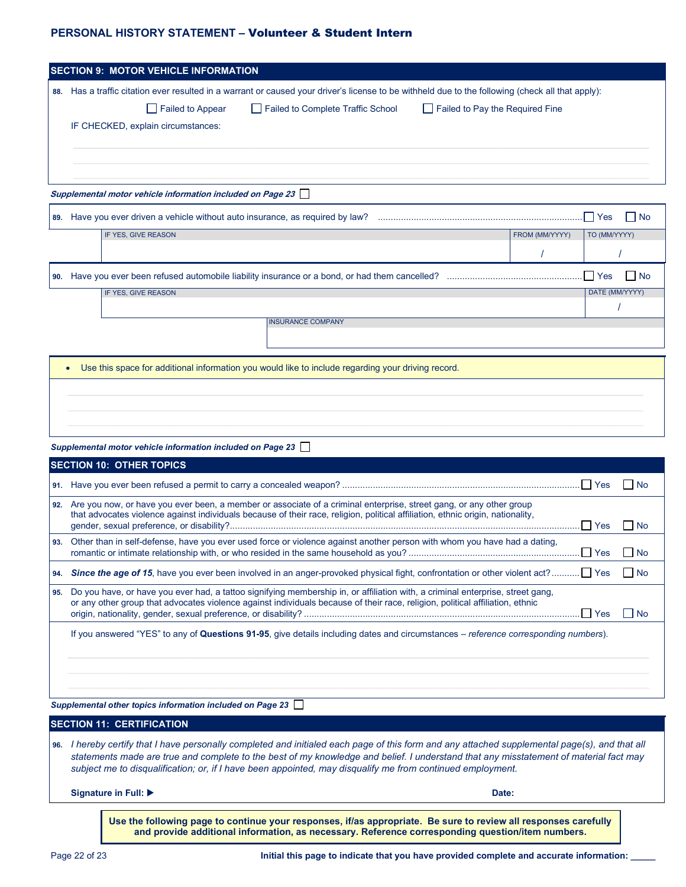## PERSONAL HISTORY STATEMENT – Volunteer & Student Intern

## SECTION 9: MOTOR VEHICLE INFORMATION

88. Has a traffic citation ever resulted in a warrant or caused your driver's license to be withheld due to the following (check all that apply):

☐ Failed to Appear ☐ Failed to Complete Traffic School ☐ Failed to Pay the Required Fine

IF CHECKED, explain circumstances:

*Supplemental motor vehicle information included on Page 23* ☐

89. Have you ever driven a vehicle without auto insurance, as required by law? ☐ Yes ☐ No

| IF YES, GIVE REASON | FROM (MM/YYYY) | TO (MM/YYYY) |
|---|---|---|
| | / | / |

90. Have you ever been refused automobile liability insurance or a bond, or had them cancelled? ☐ Yes ☐ No

| IF YES, GIVE REASON | DATE (MM/YYYY) |
|---|---|
| | / |

| INSURANCE COMPANY |
|---|
| |

- Use this space for additional information you would like to include regarding your driving record.

*Supplemental motor vehicle information included on Page 23* ☐

## SECTION 10: OTHER TOPICS

91. Have you ever been refused a permit to carry a concealed weapon? ☐ Yes ☐ No

92. Are you now, or have you ever been, a member or associate of a criminal enterprise, street gang, or any other group that advocates violence against individuals because of their race, religion, political affiliation, ethnic origin, nationality, gender, sexual preference, or disability? ☐ Yes ☐ No

93. Other than in self-defense, have you ever used force or violence against another person with whom you have had a dating, romantic or intimate relationship with, or who resided in the same household as you? ☐ Yes ☐ No

94. ***Since the age of 15***, have you ever been involved in an anger-provoked physical fight, confrontation or other violent act? ☐ Yes ☐ No

95. Do you have, or have you ever had, a tattoo signifying membership in, or affiliation with, a criminal enterprise, street gang, or any other group that advocates violence against individuals because of their race, religion, political affiliation, ethnic origin, nationality, gender, sexual preference, or disability? ☐ Yes ☐ No

If you answered "YES" to any of **Questions 91-95**, give details including dates and circumstances – *reference corresponding numbers*).

*Supplemental other topics information included on Page 23* ☐

## SECTION 11: CERTIFICATION

96. *I hereby certify that I have personally completed and initialed each page of this form and any attached supplemental page(s), and that all statements made are true and complete to the best of my knowledge and belief. I understand that any misstatement of material fact may subject me to disqualification; or, if I have been appointed, may disqualify me from continued employment.*

**Signature in Full:** ▶ **Date:**

**Use the following page to continue your responses, if/as appropriate. Be sure to review all responses carefully and provide additional information, as necessary. Reference corresponding question/item numbers.**

**Initial this page to indicate that you have provided complete and accurate information:** _____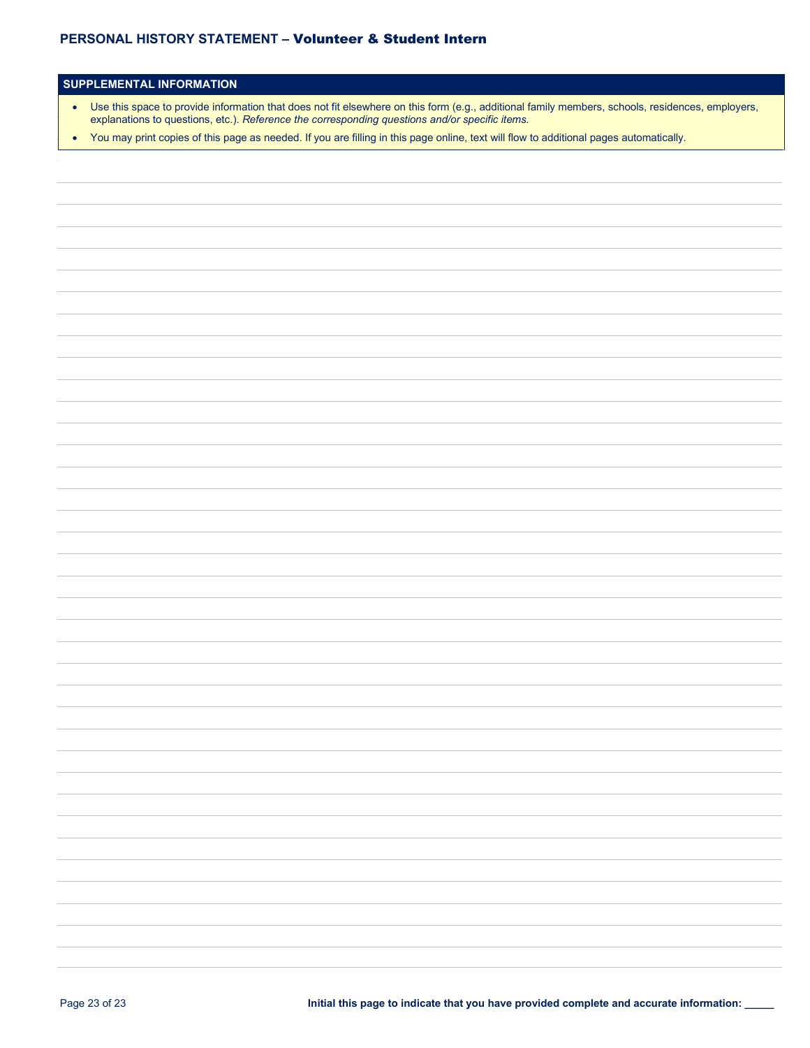## SUPPLEMENTAL INFORMATION

- Use this space to provide information that does not fit elsewhere on this form (e.g., additional family members, schools, residences, employers, explanations to questions, etc.). *Reference the corresponding questions and/or specific items.*
- You may print copies of this page as needed. If you are filling in this page online, text will flow to additional pages automatically.

**Initial this page to indicate that you have provided complete and accurate information: _____**